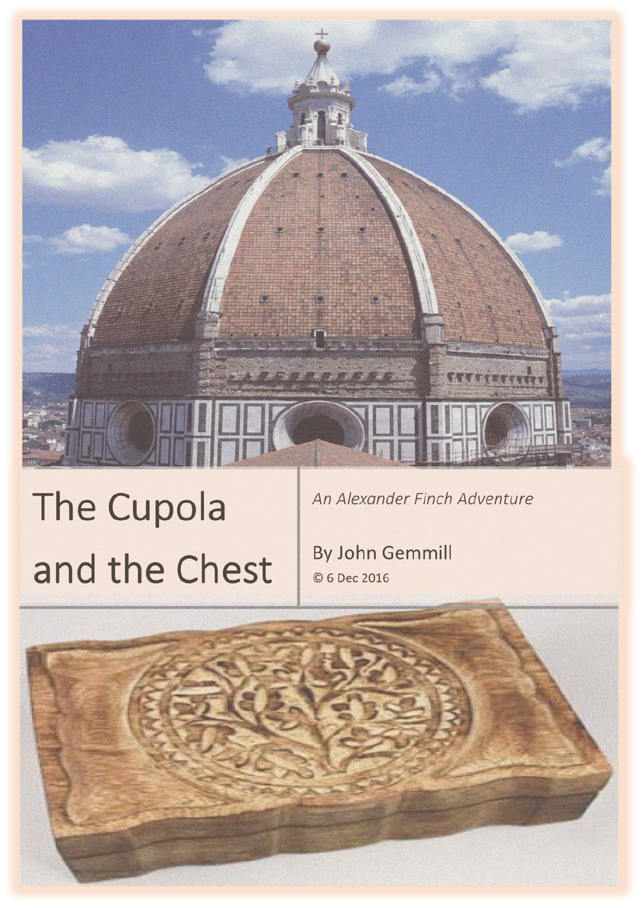# The Cupola and the Chest

*An Alexander Finch Adventure*

By John Gemmill

© 6 Dec 2016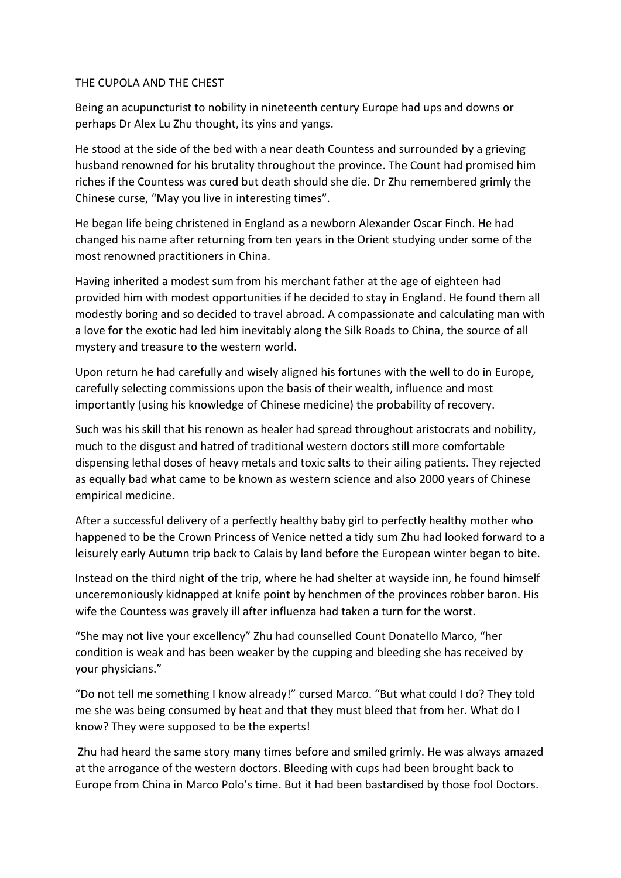THE CUPOLA AND THE CHEST

Being an acupuncturist to nobility in nineteenth century Europe had ups and downs or perhaps Dr Alex Lu Zhu thought, its yins and yangs.

He stood at the side of the bed with a near death Countess and surrounded by a grieving husband renowned for his brutality throughout the province. The Count had promised him riches if the Countess was cured but death should she die. Dr Zhu remembered grimly the Chinese curse, "May you live in interesting times".

He began life being christened in England as a newborn Alexander Oscar Finch. He had changed his name after returning from ten years in the Orient studying under some of the most renowned practitioners in China.

Having inherited a modest sum from his merchant father at the age of eighteen had provided him with modest opportunities if he decided to stay in England. He found them all modestly boring and so decided to travel abroad. A compassionate and calculating man with a love for the exotic had led him inevitably along the Silk Roads to China, the source of all mystery and treasure to the western world.

Upon return he had carefully and wisely aligned his fortunes with the well to do in Europe, carefully selecting commissions upon the basis of their wealth, influence and most importantly (using his knowledge of Chinese medicine) the probability of recovery.

Such was his skill that his renown as healer had spread throughout aristocrats and nobility, much to the disgust and hatred of traditional western doctors still more comfortable dispensing lethal doses of heavy metals and toxic salts to their ailing patients. They rejected as equally bad what came to be known as western science and also 2000 years of Chinese empirical medicine.

After a successful delivery of a perfectly healthy baby girl to perfectly healthy mother who happened to be the Crown Princess of Venice netted a tidy sum Zhu had looked forward to a leisurely early Autumn trip back to Calais by land before the European winter began to bite.

Instead on the third night of the trip, where he had shelter at wayside inn, he found himself unceremoniously kidnapped at knife point by henchmen of the provinces robber baron. His wife the Countess was gravely ill after influenza had taken a turn for the worst.

"She may not live your excellency" Zhu had counselled Count Donatello Marco, "her condition is weak and has been weaker by the cupping and bleeding she has received by your physicians."

"Do not tell me something I know already!" cursed Marco. "But what could I do? They told me she was being consumed by heat and that they must bleed that from her. What do I know? They were supposed to be the experts!

Zhu had heard the same story many times before and smiled grimly. He was always amazed at the arrogance of the western doctors. Bleeding with cups had been brought back to Europe from China in Marco Polo's time. But it had been bastardised by those fool Doctors.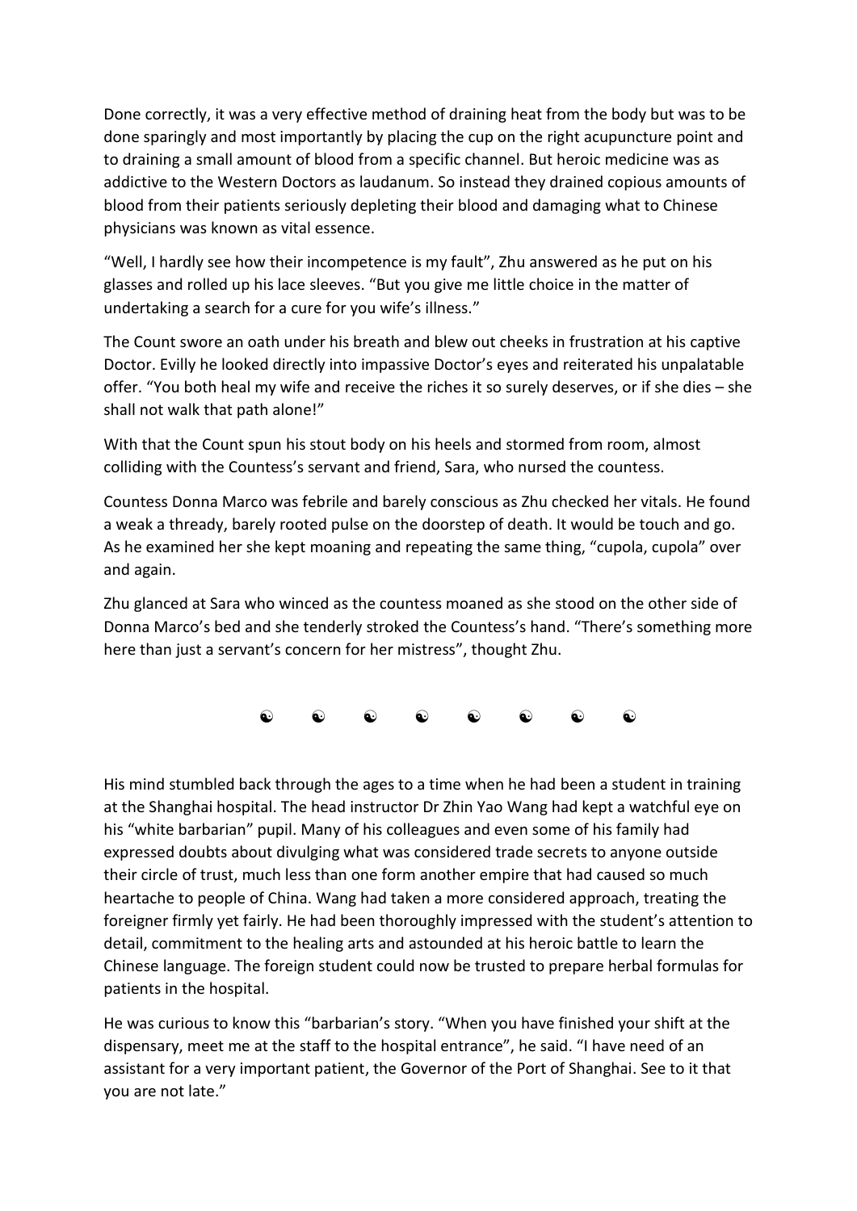Done correctly, it was a very effective method of draining heat from the body but was to be done sparingly and most importantly by placing the cup on the right acupuncture point and to draining a small amount of blood from a specific channel. But heroic medicine was as addictive to the Western Doctors as laudanum. So instead they drained copious amounts of blood from their patients seriously depleting their blood and damaging what to Chinese physicians was known as vital essence.

"Well, I hardly see how their incompetence is my fault", Zhu answered as he put on his glasses and rolled up his lace sleeves. "But you give me little choice in the matter of undertaking a search for a cure for you wife's illness."

The Count swore an oath under his breath and blew out cheeks in frustration at his captive Doctor. Evilly he looked directly into impassive Doctor's eyes and reiterated his unpalatable offer. "You both heal my wife and receive the riches it so surely deserves, or if she dies – she shall not walk that path alone!"

With that the Count spun his stout body on his heels and stormed from room, almost colliding with the Countess's servant and friend, Sara, who nursed the countess.

Countess Donna Marco was febrile and barely conscious as Zhu checked her vitals. He found a weak a thready, barely rooted pulse on the doorstep of death. It would be touch and go. As he examined her she kept moaning and repeating the same thing, "cupola, cupola" over and again.

Zhu glanced at Sara who winced as the countess moaned as she stood on the other side of Donna Marco's bed and she tenderly stroked the Countess's hand. "There's something more here than just a servant's concern for her mistress", thought Zhu.

☯ ☯ ☯ ☯ ☯ ☯ ☯ ☯

His mind stumbled back through the ages to a time when he had been a student in training at the Shanghai hospital. The head instructor Dr Zhin Yao Wang had kept a watchful eye on his "white barbarian" pupil. Many of his colleagues and even some of his family had expressed doubts about divulging what was considered trade secrets to anyone outside their circle of trust, much less than one form another empire that had caused so much heartache to people of China. Wang had taken a more considered approach, treating the foreigner firmly yet fairly. He had been thoroughly impressed with the student's attention to detail, commitment to the healing arts and astounded at his heroic battle to learn the Chinese language. The foreign student could now be trusted to prepare herbal formulas for patients in the hospital.

He was curious to know this "barbarian's story. "When you have finished your shift at the dispensary, meet me at the staff to the hospital entrance", he said. "I have need of an assistant for a very important patient, the Governor of the Port of Shanghai. See to it that you are not late."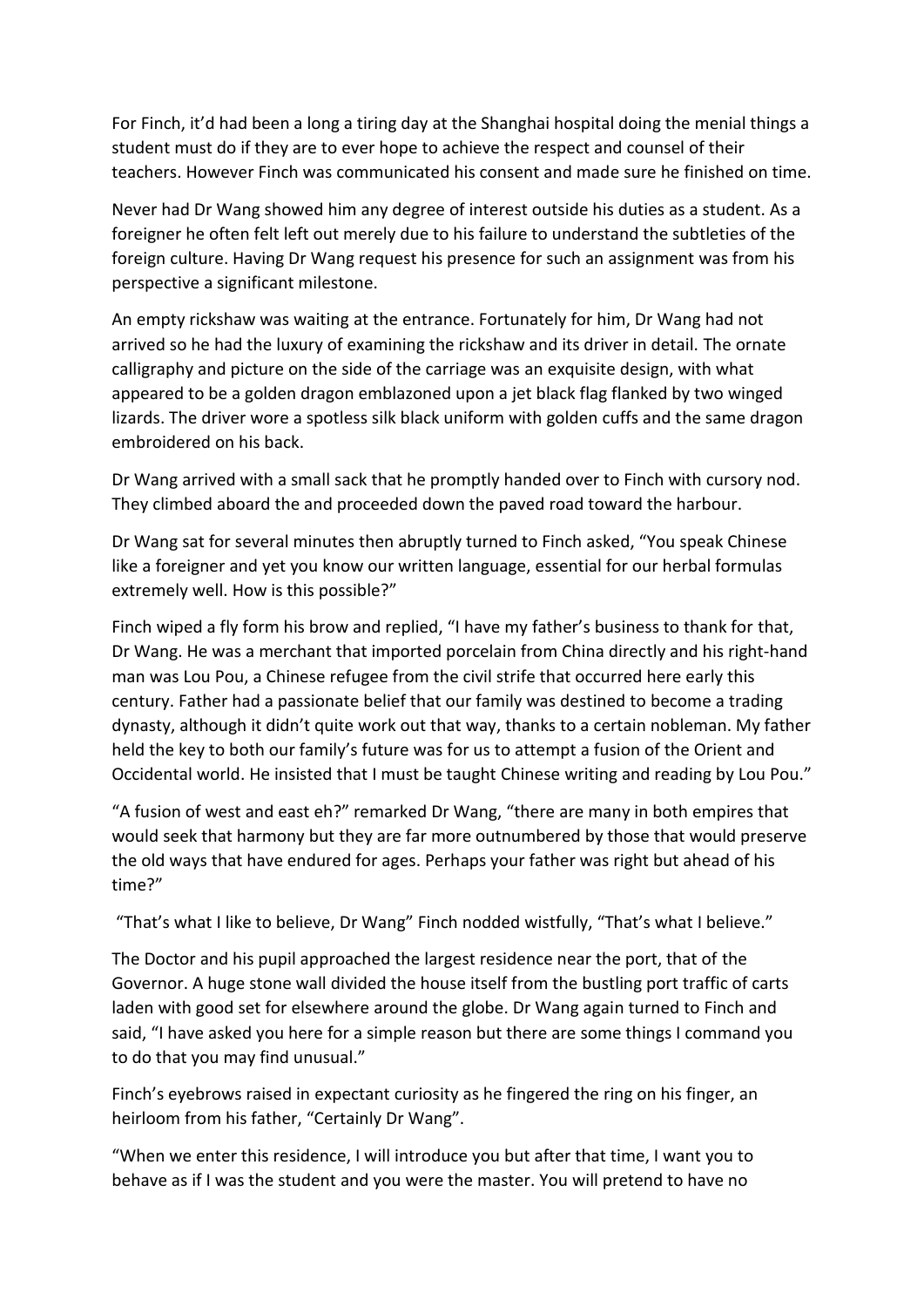For Finch, it'd had been a long a tiring day at the Shanghai hospital doing the menial things a student must do if they are to ever hope to achieve the respect and counsel of their teachers. However Finch was communicated his consent and made sure he finished on time.

Never had Dr Wang showed him any degree of interest outside his duties as a student. As a foreigner he often felt left out merely due to his failure to understand the subtleties of the foreign culture. Having Dr Wang request his presence for such an assignment was from his perspective a significant milestone.

An empty rickshaw was waiting at the entrance. Fortunately for him, Dr Wang had not arrived so he had the luxury of examining the rickshaw and its driver in detail. The ornate calligraphy and picture on the side of the carriage was an exquisite design, with what appeared to be a golden dragon emblazoned upon a jet black flag flanked by two winged lizards. The driver wore a spotless silk black uniform with golden cuffs and the same dragon embroidered on his back.

Dr Wang arrived with a small sack that he promptly handed over to Finch with cursory nod. They climbed aboard the and proceeded down the paved road toward the harbour.

Dr Wang sat for several minutes then abruptly turned to Finch asked, "You speak Chinese like a foreigner and yet you know our written language, essential for our herbal formulas extremely well. How is this possible?"

Finch wiped a fly form his brow and replied, "I have my father's business to thank for that, Dr Wang. He was a merchant that imported porcelain from China directly and his right-hand man was Lou Pou, a Chinese refugee from the civil strife that occurred here early this century. Father had a passionate belief that our family was destined to become a trading dynasty, although it didn't quite work out that way, thanks to a certain nobleman. My father held the key to both our family's future was for us to attempt a fusion of the Orient and Occidental world. He insisted that I must be taught Chinese writing and reading by Lou Pou."

"A fusion of west and east eh?" remarked Dr Wang, "there are many in both empires that would seek that harmony but they are far more outnumbered by those that would preserve the old ways that have endured for ages. Perhaps your father was right but ahead of his time?"

"That's what I like to believe, Dr Wang" Finch nodded wistfully, "That's what I believe."

The Doctor and his pupil approached the largest residence near the port, that of the Governor. A huge stone wall divided the house itself from the bustling port traffic of carts laden with good set for elsewhere around the globe. Dr Wang again turned to Finch and said, "I have asked you here for a simple reason but there are some things I command you to do that you may find unusual."

Finch's eyebrows raised in expectant curiosity as he fingered the ring on his finger, an heirloom from his father, "Certainly Dr Wang".

"When we enter this residence, I will introduce you but after that time, I want you to behave as if I was the student and you were the master. You will pretend to have no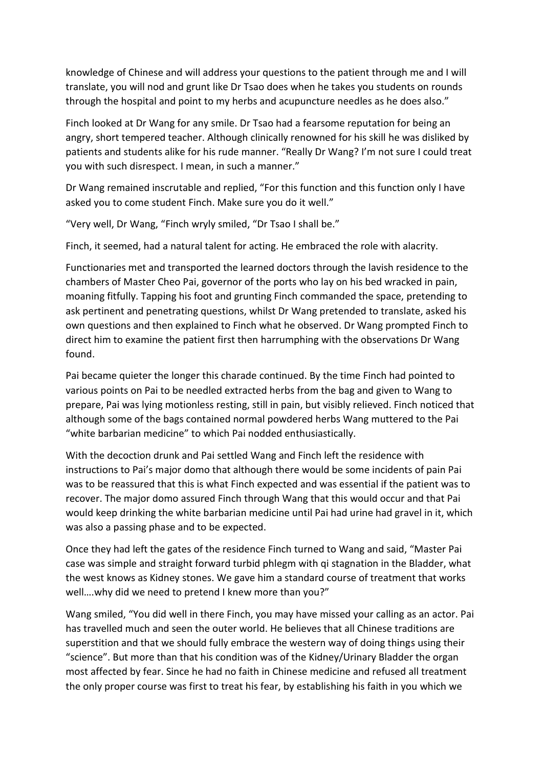knowledge of Chinese and will address your questions to the patient through me and I will translate, you will nod and grunt like Dr Tsao does when he takes you students on rounds through the hospital and point to my herbs and acupuncture needles as he does also."

Finch looked at Dr Wang for any smile. Dr Tsao had a fearsome reputation for being an angry, short tempered teacher. Although clinically renowned for his skill he was disliked by patients and students alike for his rude manner. "Really Dr Wang? I'm not sure I could treat you with such disrespect. I mean, in such a manner."

Dr Wang remained inscrutable and replied, "For this function and this function only I have asked you to come student Finch. Make sure you do it well."

"Very well, Dr Wang, "Finch wryly smiled, "Dr Tsao I shall be."

Finch, it seemed, had a natural talent for acting. He embraced the role with alacrity.

Functionaries met and transported the learned doctors through the lavish residence to the chambers of Master Cheo Pai, governor of the ports who lay on his bed wracked in pain, moaning fitfully. Tapping his foot and grunting Finch commanded the space, pretending to ask pertinent and penetrating questions, whilst Dr Wang pretended to translate, asked his own questions and then explained to Finch what he observed. Dr Wang prompted Finch to direct him to examine the patient first then harrumphing with the observations Dr Wang found.

Pai became quieter the longer this charade continued. By the time Finch had pointed to various points on Pai to be needled extracted herbs from the bag and given to Wang to prepare, Pai was lying motionless resting, still in pain, but visibly relieved. Finch noticed that although some of the bags contained normal powdered herbs Wang muttered to the Pai "white barbarian medicine" to which Pai nodded enthusiastically.

With the decoction drunk and Pai settled Wang and Finch left the residence with instructions to Pai's major domo that although there would be some incidents of pain Pai was to be reassured that this is what Finch expected and was essential if the patient was to recover. The major domo assured Finch through Wang that this would occur and that Pai would keep drinking the white barbarian medicine until Pai had urine had gravel in it, which was also a passing phase and to be expected.

Once they had left the gates of the residence Finch turned to Wang and said, "Master Pai case was simple and straight forward turbid phlegm with qi stagnation in the Bladder, what the west knows as Kidney stones. We gave him a standard course of treatment that works well….why did we need to pretend I knew more than you?"

Wang smiled, "You did well in there Finch, you may have missed your calling as an actor. Pai has travelled much and seen the outer world. He believes that all Chinese traditions are superstition and that we should fully embrace the western way of doing things using their "science". But more than that his condition was of the Kidney/Urinary Bladder the organ most affected by fear. Since he had no faith in Chinese medicine and refused all treatment the only proper course was first to treat his fear, by establishing his faith in you which we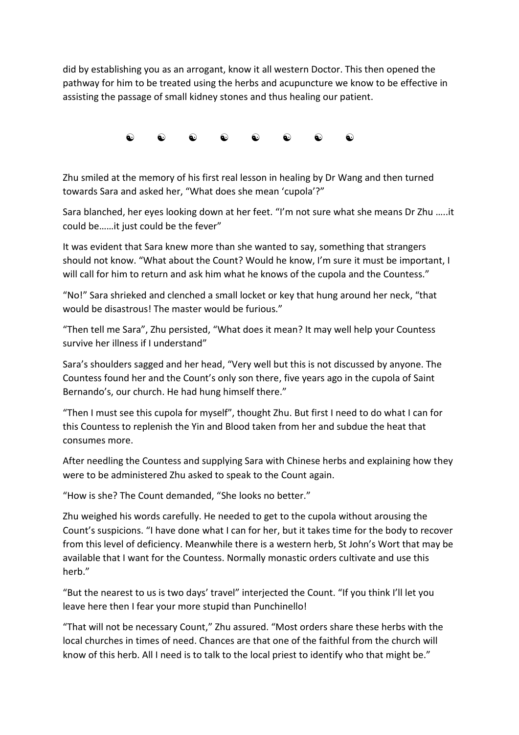did by establishing you as an arrogant, know it all western Doctor. This then opened the pathway for him to be treated using the herbs and acupuncture we know to be effective in assisting the passage of small kidney stones and thus healing our patient.

☯ ☯ ☯ ☯ ☯ ☯ ☯ ☯

Zhu smiled at the memory of his first real lesson in healing by Dr Wang and then turned towards Sara and asked her, "What does she mean 'cupola'?"

Sara blanched, her eyes looking down at her feet. "I'm not sure what she means Dr Zhu …..it could be……it just could be the fever"

It was evident that Sara knew more than she wanted to say, something that strangers should not know. "What about the Count? Would he know, I'm sure it must be important, I will call for him to return and ask him what he knows of the cupola and the Countess."

"No!" Sara shrieked and clenched a small locket or key that hung around her neck, "that would be disastrous! The master would be furious."

"Then tell me Sara", Zhu persisted, "What does it mean? It may well help your Countess survive her illness if I understand"

Sara's shoulders sagged and her head, "Very well but this is not discussed by anyone. The Countess found her and the Count's only son there, five years ago in the cupola of Saint Bernando's, our church. He had hung himself there."

"Then I must see this cupola for myself", thought Zhu. But first I need to do what I can for this Countess to replenish the Yin and Blood taken from her and subdue the heat that consumes more.

After needling the Countess and supplying Sara with Chinese herbs and explaining how they were to be administered Zhu asked to speak to the Count again.

"How is she? The Count demanded, "She looks no better."

Zhu weighed his words carefully. He needed to get to the cupola without arousing the Count's suspicions. "I have done what I can for her, but it takes time for the body to recover from this level of deficiency. Meanwhile there is a western herb, St John's Wort that may be available that I want for the Countess. Normally monastic orders cultivate and use this herb."

"But the nearest to us is two days' travel" interjected the Count. "If you think I'll let you leave here then I fear your more stupid than Punchinello!

"That will not be necessary Count," Zhu assured. "Most orders share these herbs with the local churches in times of need. Chances are that one of the faithful from the church will know of this herb. All I need is to talk to the local priest to identify who that might be."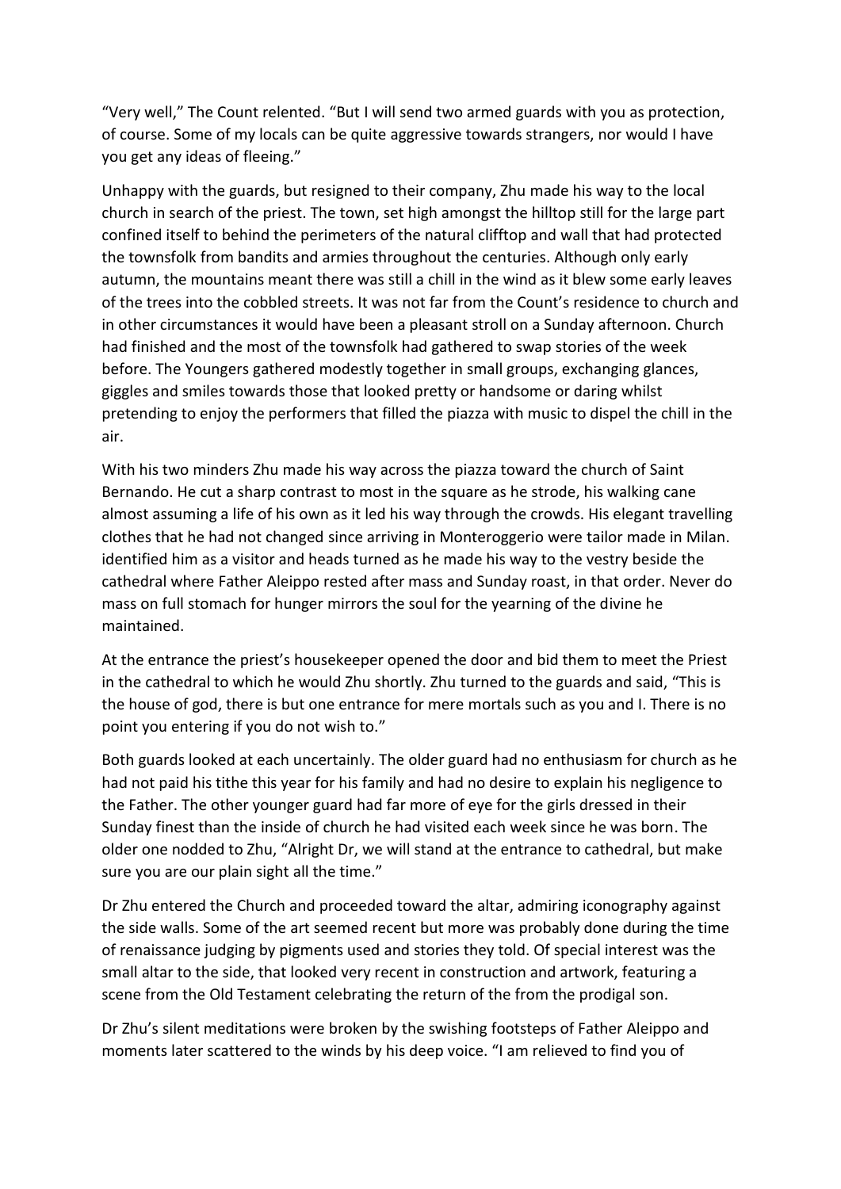"Very well," The Count relented. "But I will send two armed guards with you as protection, of course. Some of my locals can be quite aggressive towards strangers, nor would I have you get any ideas of fleeing."

Unhappy with the guards, but resigned to their company, Zhu made his way to the local church in search of the priest. The town, set high amongst the hilltop still for the large part confined itself to behind the perimeters of the natural clifftop and wall that had protected the townsfolk from bandits and armies throughout the centuries. Although only early autumn, the mountains meant there was still a chill in the wind as it blew some early leaves of the trees into the cobbled streets. It was not far from the Count's residence to church and in other circumstances it would have been a pleasant stroll on a Sunday afternoon. Church had finished and the most of the townsfolk had gathered to swap stories of the week before. The Youngers gathered modestly together in small groups, exchanging glances, giggles and smiles towards those that looked pretty or handsome or daring whilst pretending to enjoy the performers that filled the piazza with music to dispel the chill in the air.

With his two minders Zhu made his way across the piazza toward the church of Saint Bernando. He cut a sharp contrast to most in the square as he strode, his walking cane almost assuming a life of his own as it led his way through the crowds. His elegant travelling clothes that he had not changed since arriving in Monteroggerio were tailor made in Milan. identified him as a visitor and heads turned as he made his way to the vestry beside the cathedral where Father Aleippo rested after mass and Sunday roast, in that order. Never do mass on full stomach for hunger mirrors the soul for the yearning of the divine he maintained.

At the entrance the priest's housekeeper opened the door and bid them to meet the Priest in the cathedral to which he would Zhu shortly. Zhu turned to the guards and said, "This is the house of god, there is but one entrance for mere mortals such as you and I. There is no point you entering if you do not wish to."

Both guards looked at each uncertainly. The older guard had no enthusiasm for church as he had not paid his tithe this year for his family and had no desire to explain his negligence to the Father. The other younger guard had far more of eye for the girls dressed in their Sunday finest than the inside of church he had visited each week since he was born. The older one nodded to Zhu, "Alright Dr, we will stand at the entrance to cathedral, but make sure you are our plain sight all the time."

Dr Zhu entered the Church and proceeded toward the altar, admiring iconography against the side walls. Some of the art seemed recent but more was probably done during the time of renaissance judging by pigments used and stories they told. Of special interest was the small altar to the side, that looked very recent in construction and artwork, featuring a scene from the Old Testament celebrating the return of the from the prodigal son.

Dr Zhu's silent meditations were broken by the swishing footsteps of Father Aleippo and moments later scattered to the winds by his deep voice. "I am relieved to find you of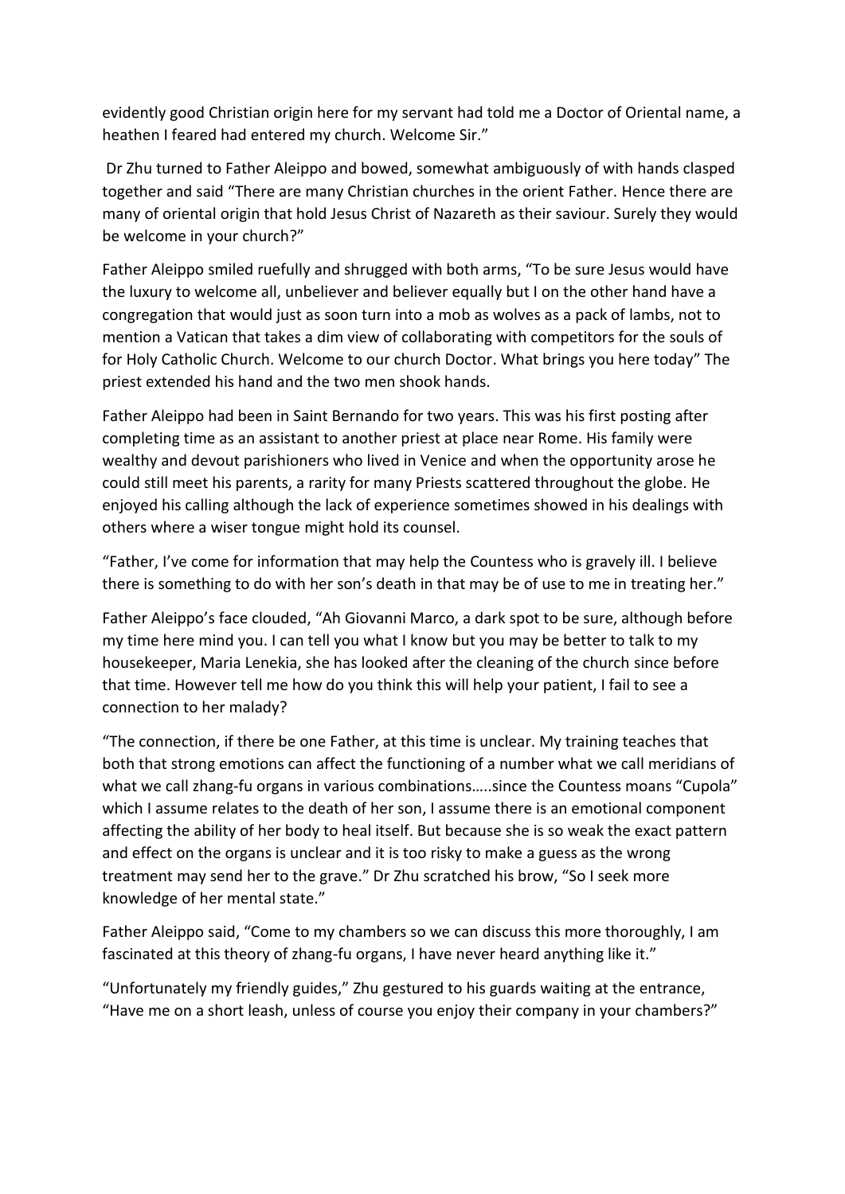evidently good Christian origin here for my servant had told me a Doctor of Oriental name, a heathen I feared had entered my church. Welcome Sir."

Dr Zhu turned to Father Aleippo and bowed, somewhat ambiguously of with hands clasped together and said "There are many Christian churches in the orient Father. Hence there are many of oriental origin that hold Jesus Christ of Nazareth as their saviour. Surely they would be welcome in your church?"

Father Aleippo smiled ruefully and shrugged with both arms, "To be sure Jesus would have the luxury to welcome all, unbeliever and believer equally but I on the other hand have a congregation that would just as soon turn into a mob as wolves as a pack of lambs, not to mention a Vatican that takes a dim view of collaborating with competitors for the souls of for Holy Catholic Church. Welcome to our church Doctor. What brings you here today" The priest extended his hand and the two men shook hands.

Father Aleippo had been in Saint Bernando for two years. This was his first posting after completing time as an assistant to another priest at place near Rome. His family were wealthy and devout parishioners who lived in Venice and when the opportunity arose he could still meet his parents, a rarity for many Priests scattered throughout the globe. He enjoyed his calling although the lack of experience sometimes showed in his dealings with others where a wiser tongue might hold its counsel.

"Father, I've come for information that may help the Countess who is gravely ill. I believe there is something to do with her son's death in that may be of use to me in treating her."

Father Aleippo's face clouded, "Ah Giovanni Marco, a dark spot to be sure, although before my time here mind you. I can tell you what I know but you may be better to talk to my housekeeper, Maria Lenekia, she has looked after the cleaning of the church since before that time. However tell me how do you think this will help your patient, I fail to see a connection to her malady?

"The connection, if there be one Father, at this time is unclear. My training teaches that both that strong emotions can affect the functioning of a number what we call meridians of what we call zhang-fu organs in various combinations…..since the Countess moans "Cupola" which I assume relates to the death of her son, I assume there is an emotional component affecting the ability of her body to heal itself. But because she is so weak the exact pattern and effect on the organs is unclear and it is too risky to make a guess as the wrong treatment may send her to the grave." Dr Zhu scratched his brow, "So I seek more knowledge of her mental state."

Father Aleippo said, "Come to my chambers so we can discuss this more thoroughly, I am fascinated at this theory of zhang-fu organs, I have never heard anything like it."

"Unfortunately my friendly guides," Zhu gestured to his guards waiting at the entrance, "Have me on a short leash, unless of course you enjoy their company in your chambers?"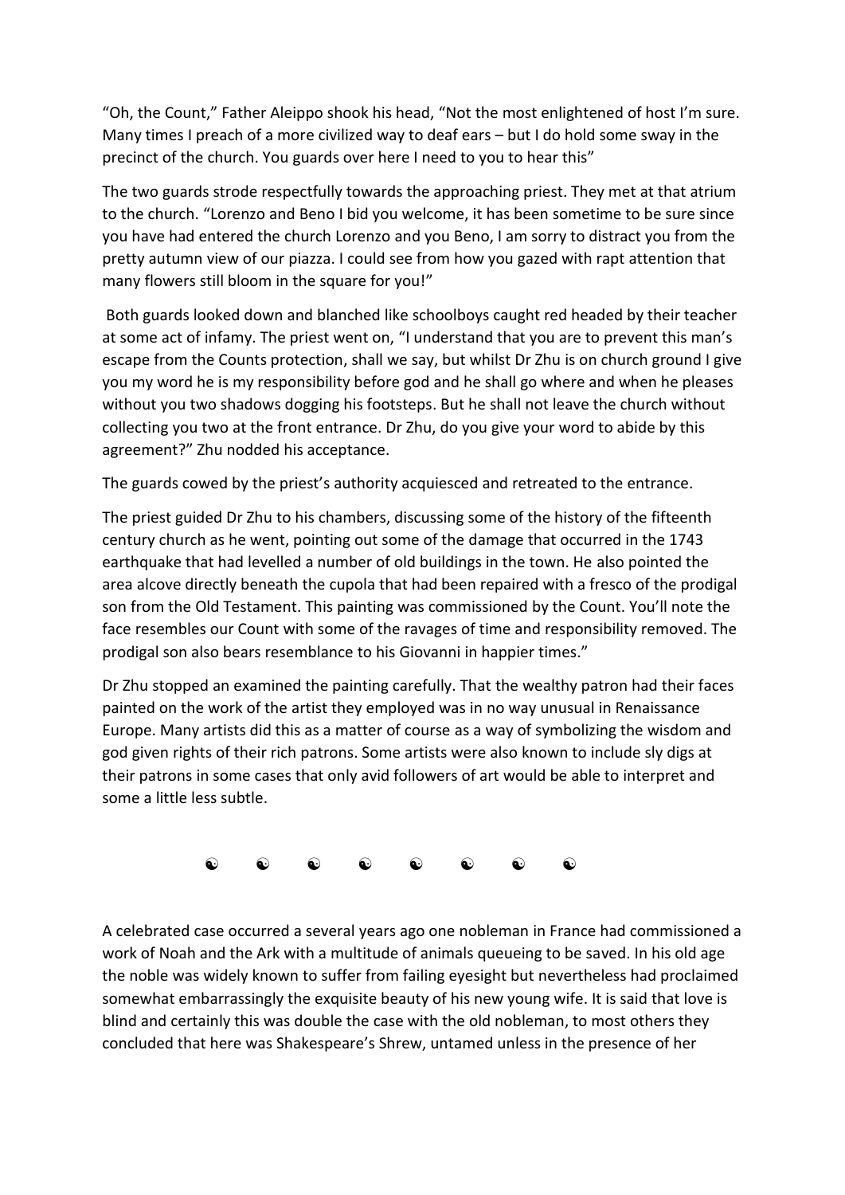"Oh, the Count," Father Aleippo shook his head, "Not the most enlightened of host I'm sure. Many times I preach of a more civilized way to deaf ears – but I do hold some sway in the precinct of the church. You guards over here I need to you to hear this"

The two guards strode respectfully towards the approaching priest. They met at that atrium to the church. "Lorenzo and Beno I bid you welcome, it has been sometime to be sure since you have had entered the church Lorenzo and you Beno, I am sorry to distract you from the pretty autumn view of our piazza. I could see from how you gazed with rapt attention that many flowers still bloom in the square for you!"

Both guards looked down and blanched like schoolboys caught red headed by their teacher at some act of infamy. The priest went on, "I understand that you are to prevent this man's escape from the Counts protection, shall we say, but whilst Dr Zhu is on church ground I give you my word he is my responsibility before god and he shall go where and when he pleases without you two shadows dogging his footsteps. But he shall not leave the church without collecting you two at the front entrance. Dr Zhu, do you give your word to abide by this agreement?" Zhu nodded his acceptance.

The guards cowed by the priest's authority acquiesced and retreated to the entrance.

The priest guided Dr Zhu to his chambers, discussing some of the history of the fifteenth century church as he went, pointing out some of the damage that occurred in the 1743 earthquake that had levelled a number of old buildings in the town. He also pointed the area alcove directly beneath the cupola that had been repaired with a fresco of the prodigal son from the Old Testament. This painting was commissioned by the Count. You'll note the face resembles our Count with some of the ravages of time and responsibility removed. The prodigal son also bears resemblance to his Giovanni in happier times."

Dr Zhu stopped an examined the painting carefully. That the wealthy patron had their faces painted on the work of the artist they employed was in no way unusual in Renaissance Europe. Many artists did this as a matter of course as a way of symbolizing the wisdom and god given rights of their rich patrons. Some artists were also known to include sly digs at their patrons in some cases that only avid followers of art would be able to interpret and some a little less subtle.

☯ ☯ ☯ ☯ ☯ ☯ ☯ ☯

A celebrated case occurred a several years ago one nobleman in France had commissioned a work of Noah and the Ark with a multitude of animals queueing to be saved. In his old age the noble was widely known to suffer from failing eyesight but nevertheless had proclaimed somewhat embarrassingly the exquisite beauty of his new young wife. It is said that love is blind and certainly this was double the case with the old nobleman, to most others they concluded that here was Shakespeare's Shrew, untamed unless in the presence of her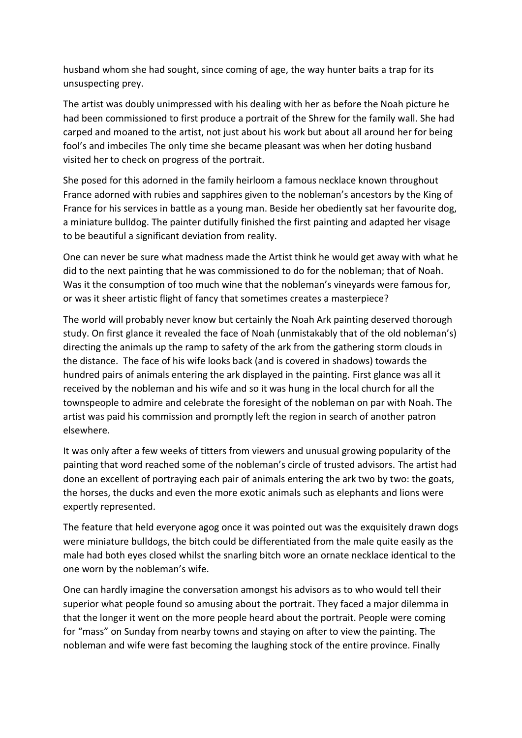husband whom she had sought, since coming of age, the way hunter baits a trap for its unsuspecting prey.

The artist was doubly unimpressed with his dealing with her as before the Noah picture he had been commissioned to first produce a portrait of the Shrew for the family wall. She had carped and moaned to the artist, not just about his work but about all around her for being fool's and imbeciles The only time she became pleasant was when her doting husband visited her to check on progress of the portrait.

She posed for this adorned in the family heirloom a famous necklace known throughout France adorned with rubies and sapphires given to the nobleman's ancestors by the King of France for his services in battle as a young man. Beside her obediently sat her favourite dog, a miniature bulldog. The painter dutifully finished the first painting and adapted her visage to be beautiful a significant deviation from reality.

One can never be sure what madness made the Artist think he would get away with what he did to the next painting that he was commissioned to do for the nobleman; that of Noah. Was it the consumption of too much wine that the nobleman's vineyards were famous for, or was it sheer artistic flight of fancy that sometimes creates a masterpiece?

The world will probably never know but certainly the Noah Ark painting deserved thorough study. On first glance it revealed the face of Noah (unmistakably that of the old nobleman's) directing the animals up the ramp to safety of the ark from the gathering storm clouds in the distance. The face of his wife looks back (and is covered in shadows) towards the hundred pairs of animals entering the ark displayed in the painting. First glance was all it received by the nobleman and his wife and so it was hung in the local church for all the townspeople to admire and celebrate the foresight of the nobleman on par with Noah. The artist was paid his commission and promptly left the region in search of another patron elsewhere.

It was only after a few weeks of titters from viewers and unusual growing popularity of the painting that word reached some of the nobleman's circle of trusted advisors. The artist had done an excellent of portraying each pair of animals entering the ark two by two: the goats, the horses, the ducks and even the more exotic animals such as elephants and lions were expertly represented.

The feature that held everyone agog once it was pointed out was the exquisitely drawn dogs were miniature bulldogs, the bitch could be differentiated from the male quite easily as the male had both eyes closed whilst the snarling bitch wore an ornate necklace identical to the one worn by the nobleman's wife.

One can hardly imagine the conversation amongst his advisors as to who would tell their superior what people found so amusing about the portrait. They faced a major dilemma in that the longer it went on the more people heard about the portrait. People were coming for "mass" on Sunday from nearby towns and staying on after to view the painting. The nobleman and wife were fast becoming the laughing stock of the entire province. Finally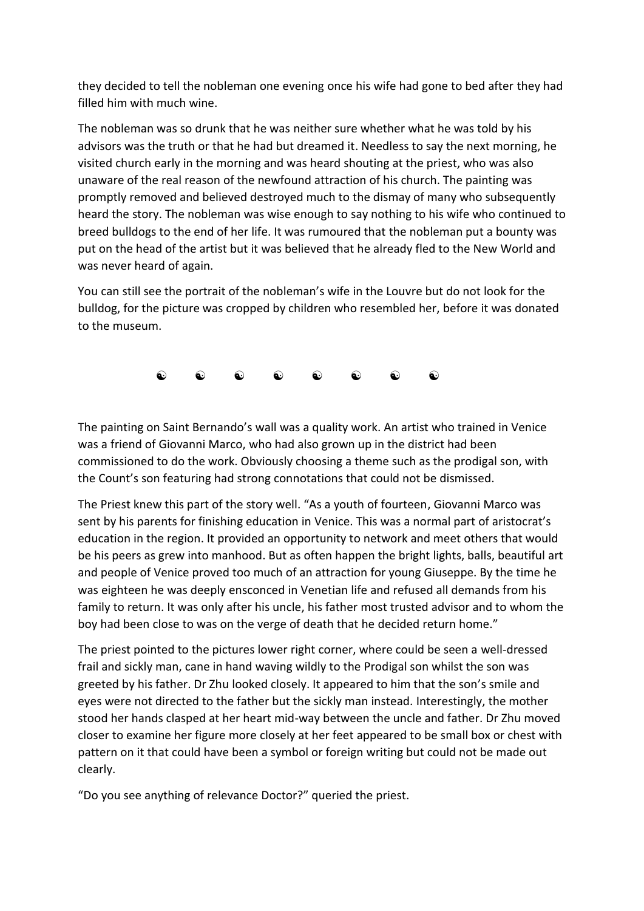they decided to tell the nobleman one evening once his wife had gone to bed after they had filled him with much wine.

The nobleman was so drunk that he was neither sure whether what he was told by his advisors was the truth or that he had but dreamed it. Needless to say the next morning, he visited church early in the morning and was heard shouting at the priest, who was also unaware of the real reason of the newfound attraction of his church. The painting was promptly removed and believed destroyed much to the dismay of many who subsequently heard the story. The nobleman was wise enough to say nothing to his wife who continued to breed bulldogs to the end of her life. It was rumoured that the nobleman put a bounty was put on the head of the artist but it was believed that he already fled to the New World and was never heard of again.

You can still see the portrait of the nobleman's wife in the Louvre but do not look for the bulldog, for the picture was cropped by children who resembled her, before it was donated to the museum.

☯ ☯ ☯ ☯ ☯ ☯ ☯ ☯

The painting on Saint Bernando's wall was a quality work. An artist who trained in Venice was a friend of Giovanni Marco, who had also grown up in the district had been commissioned to do the work. Obviously choosing a theme such as the prodigal son, with the Count's son featuring had strong connotations that could not be dismissed.

The Priest knew this part of the story well. "As a youth of fourteen, Giovanni Marco was sent by his parents for finishing education in Venice. This was a normal part of aristocrat's education in the region. It provided an opportunity to network and meet others that would be his peers as grew into manhood. But as often happen the bright lights, balls, beautiful art and people of Venice proved too much of an attraction for young Giuseppe. By the time he was eighteen he was deeply ensconced in Venetian life and refused all demands from his family to return. It was only after his uncle, his father most trusted advisor and to whom the boy had been close to was on the verge of death that he decided return home."

The priest pointed to the pictures lower right corner, where could be seen a well-dressed frail and sickly man, cane in hand waving wildly to the Prodigal son whilst the son was greeted by his father. Dr Zhu looked closely. It appeared to him that the son's smile and eyes were not directed to the father but the sickly man instead. Interestingly, the mother stood her hands clasped at her heart mid-way between the uncle and father. Dr Zhu moved closer to examine her figure more closely at her feet appeared to be small box or chest with pattern on it that could have been a symbol or foreign writing but could not be made out clearly.

"Do you see anything of relevance Doctor?" queried the priest.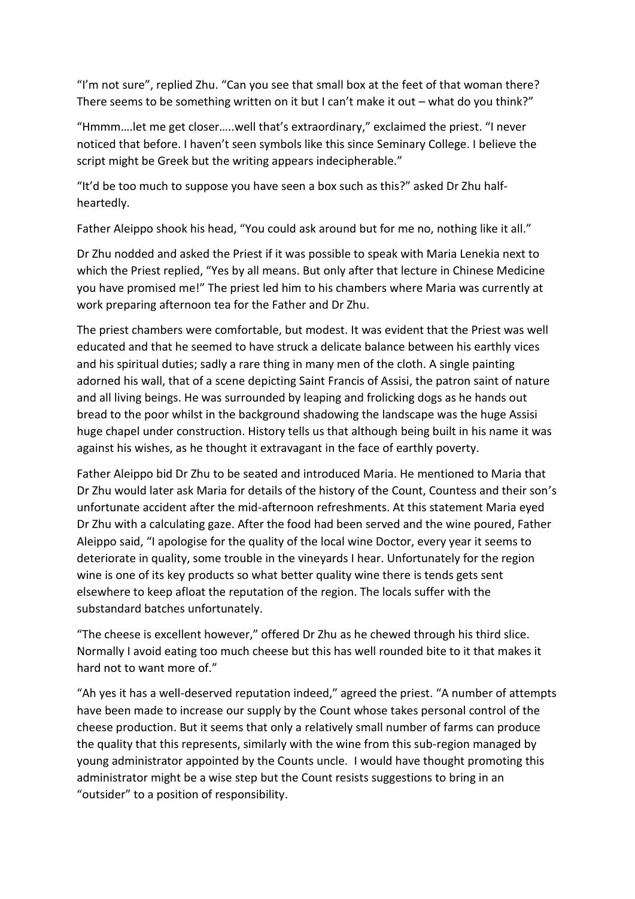"I'm not sure", replied Zhu. "Can you see that small box at the feet of that woman there? There seems to be something written on it but I can't make it out – what do you think?"

"Hmmm….let me get closer…..well that's extraordinary," exclaimed the priest. "I never noticed that before. I haven't seen symbols like this since Seminary College. I believe the script might be Greek but the writing appears indecipherable."

"It'd be too much to suppose you have seen a box such as this?" asked Dr Zhu half-heartedly.

Father Aleippo shook his head, "You could ask around but for me no, nothing like it all."

Dr Zhu nodded and asked the Priest if it was possible to speak with Maria Lenekia next to which the Priest replied, "Yes by all means. But only after that lecture in Chinese Medicine you have promised me!" The priest led him to his chambers where Maria was currently at work preparing afternoon tea for the Father and Dr Zhu.

The priest chambers were comfortable, but modest. It was evident that the Priest was well educated and that he seemed to have struck a delicate balance between his earthly vices and his spiritual duties; sadly a rare thing in many men of the cloth. A single painting adorned his wall, that of a scene depicting Saint Francis of Assisi, the patron saint of nature and all living beings. He was surrounded by leaping and frolicking dogs as he hands out bread to the poor whilst in the background shadowing the landscape was the huge Assisi huge chapel under construction. History tells us that although being built in his name it was against his wishes, as he thought it extravagant in the face of earthly poverty.

Father Aleippo bid Dr Zhu to be seated and introduced Maria. He mentioned to Maria that Dr Zhu would later ask Maria for details of the history of the Count, Countess and their son's unfortunate accident after the mid-afternoon refreshments. At this statement Maria eyed Dr Zhu with a calculating gaze. After the food had been served and the wine poured, Father Aleippo said, "I apologise for the quality of the local wine Doctor, every year it seems to deteriorate in quality, some trouble in the vineyards I hear. Unfortunately for the region wine is one of its key products so what better quality wine there is tends gets sent elsewhere to keep afloat the reputation of the region. The locals suffer with the substandard batches unfortunately.

"The cheese is excellent however," offered Dr Zhu as he chewed through his third slice. Normally I avoid eating too much cheese but this has well rounded bite to it that makes it hard not to want more of."

"Ah yes it has a well-deserved reputation indeed," agreed the priest. "A number of attempts have been made to increase our supply by the Count whose takes personal control of the cheese production. But it seems that only a relatively small number of farms can produce the quality that this represents, similarly with the wine from this sub-region managed by young administrator appointed by the Counts uncle. I would have thought promoting this administrator might be a wise step but the Count resists suggestions to bring in an "outsider" to a position of responsibility.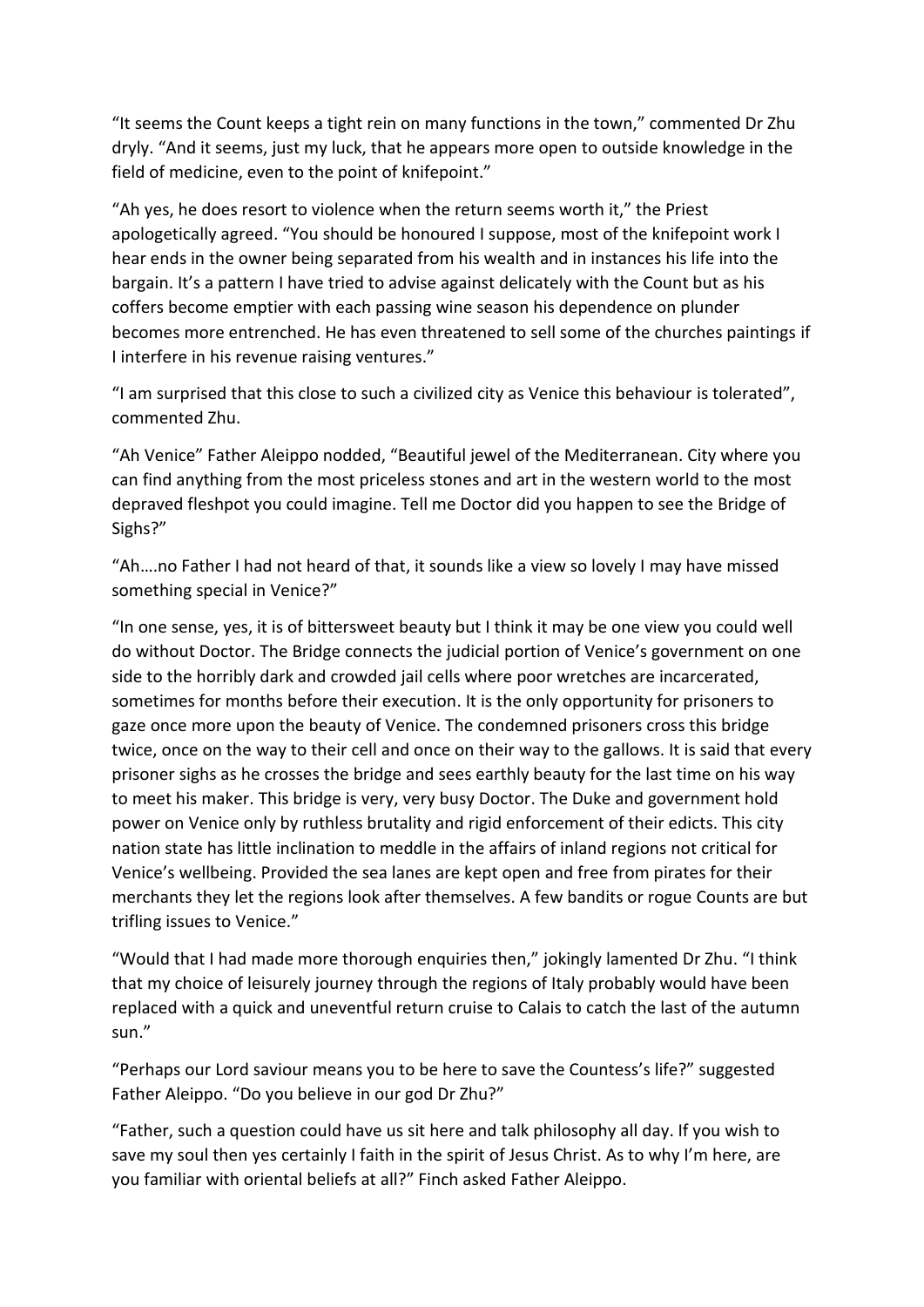"It seems the Count keeps a tight rein on many functions in the town," commented Dr Zhu dryly. "And it seems, just my luck, that he appears more open to outside knowledge in the field of medicine, even to the point of knifepoint."

"Ah yes, he does resort to violence when the return seems worth it," the Priest apologetically agreed. "You should be honoured I suppose, most of the knifepoint work I hear ends in the owner being separated from his wealth and in instances his life into the bargain. It's a pattern I have tried to advise against delicately with the Count but as his coffers become emptier with each passing wine season his dependence on plunder becomes more entrenched. He has even threatened to sell some of the churches paintings if I interfere in his revenue raising ventures."

"I am surprised that this close to such a civilized city as Venice this behaviour is tolerated", commented Zhu.

"Ah Venice" Father Aleippo nodded, "Beautiful jewel of the Mediterranean. City where you can find anything from the most priceless stones and art in the western world to the most depraved fleshpot you could imagine. Tell me Doctor did you happen to see the Bridge of Sighs?"

"Ah….no Father I had not heard of that, it sounds like a view so lovely I may have missed something special in Venice?"

"In one sense, yes, it is of bittersweet beauty but I think it may be one view you could well do without Doctor. The Bridge connects the judicial portion of Venice's government on one side to the horribly dark and crowded jail cells where poor wretches are incarcerated, sometimes for months before their execution. It is the only opportunity for prisoners to gaze once more upon the beauty of Venice. The condemned prisoners cross this bridge twice, once on the way to their cell and once on their way to the gallows. It is said that every prisoner sighs as he crosses the bridge and sees earthly beauty for the last time on his way to meet his maker. This bridge is very, very busy Doctor. The Duke and government hold power on Venice only by ruthless brutality and rigid enforcement of their edicts. This city nation state has little inclination to meddle in the affairs of inland regions not critical for Venice's wellbeing. Provided the sea lanes are kept open and free from pirates for their merchants they let the regions look after themselves. A few bandits or rogue Counts are but trifling issues to Venice."

"Would that I had made more thorough enquiries then," jokingly lamented Dr Zhu. "I think that my choice of leisurely journey through the regions of Italy probably would have been replaced with a quick and uneventful return cruise to Calais to catch the last of the autumn sun."

"Perhaps our Lord saviour means you to be here to save the Countess's life?" suggested Father Aleippo. "Do you believe in our god Dr Zhu?"

"Father, such a question could have us sit here and talk philosophy all day. If you wish to save my soul then yes certainly I faith in the spirit of Jesus Christ. As to why I'm here, are you familiar with oriental beliefs at all?" Finch asked Father Aleippo.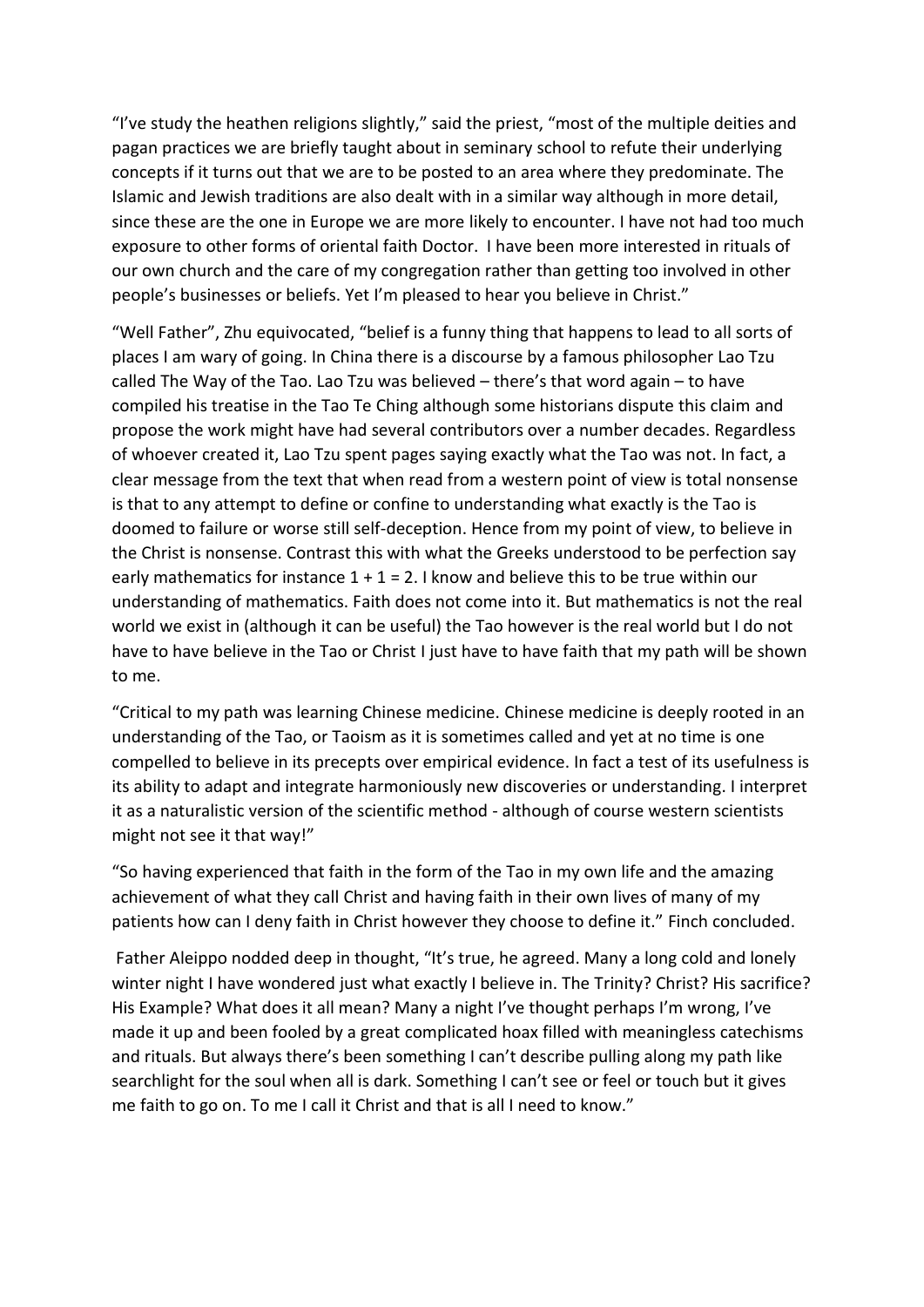"I've study the heathen religions slightly," said the priest, "most of the multiple deities and pagan practices we are briefly taught about in seminary school to refute their underlying concepts if it turns out that we are to be posted to an area where they predominate. The Islamic and Jewish traditions are also dealt with in a similar way although in more detail, since these are the one in Europe we are more likely to encounter. I have not had too much exposure to other forms of oriental faith Doctor. I have been more interested in rituals of our own church and the care of my congregation rather than getting too involved in other people's businesses or beliefs. Yet I'm pleased to hear you believe in Christ."

"Well Father", Zhu equivocated, "belief is a funny thing that happens to lead to all sorts of places I am wary of going. In China there is a discourse by a famous philosopher Lao Tzu called The Way of the Tao. Lao Tzu was believed – there's that word again – to have compiled his treatise in the Tao Te Ching although some historians dispute this claim and propose the work might have had several contributors over a number decades. Regardless of whoever created it, Lao Tzu spent pages saying exactly what the Tao was not. In fact, a clear message from the text that when read from a western point of view is total nonsense is that to any attempt to define or confine to understanding what exactly is the Tao is doomed to failure or worse still self-deception. Hence from my point of view, to believe in the Christ is nonsense. Contrast this with what the Greeks understood to be perfection say early mathematics for instance $1 + 1 = 2$. I know and believe this to be true within our understanding of mathematics. Faith does not come into it. But mathematics is not the real world we exist in (although it can be useful) the Tao however is the real world but I do not have to have believe in the Tao or Christ I just have to have faith that my path will be shown to me.

"Critical to my path was learning Chinese medicine. Chinese medicine is deeply rooted in an understanding of the Tao, or Taoism as it is sometimes called and yet at no time is one compelled to believe in its precepts over empirical evidence. In fact a test of its usefulness is its ability to adapt and integrate harmoniously new discoveries or understanding. I interpret it as a naturalistic version of the scientific method - although of course western scientists might not see it that way!"

"So having experienced that faith in the form of the Tao in my own life and the amazing achievement of what they call Christ and having faith in their own lives of many of my patients how can I deny faith in Christ however they choose to define it." Finch concluded.

Father Aleippo nodded deep in thought, "It's true, he agreed. Many a long cold and lonely winter night I have wondered just what exactly I believe in. The Trinity? Christ? His sacrifice? His Example? What does it all mean? Many a night I've thought perhaps I'm wrong, I've made it up and been fooled by a great complicated hoax filled with meaningless catechisms and rituals. But always there's been something I can't describe pulling along my path like searchlight for the soul when all is dark. Something I can't see or feel or touch but it gives me faith to go on. To me I call it Christ and that is all I need to know."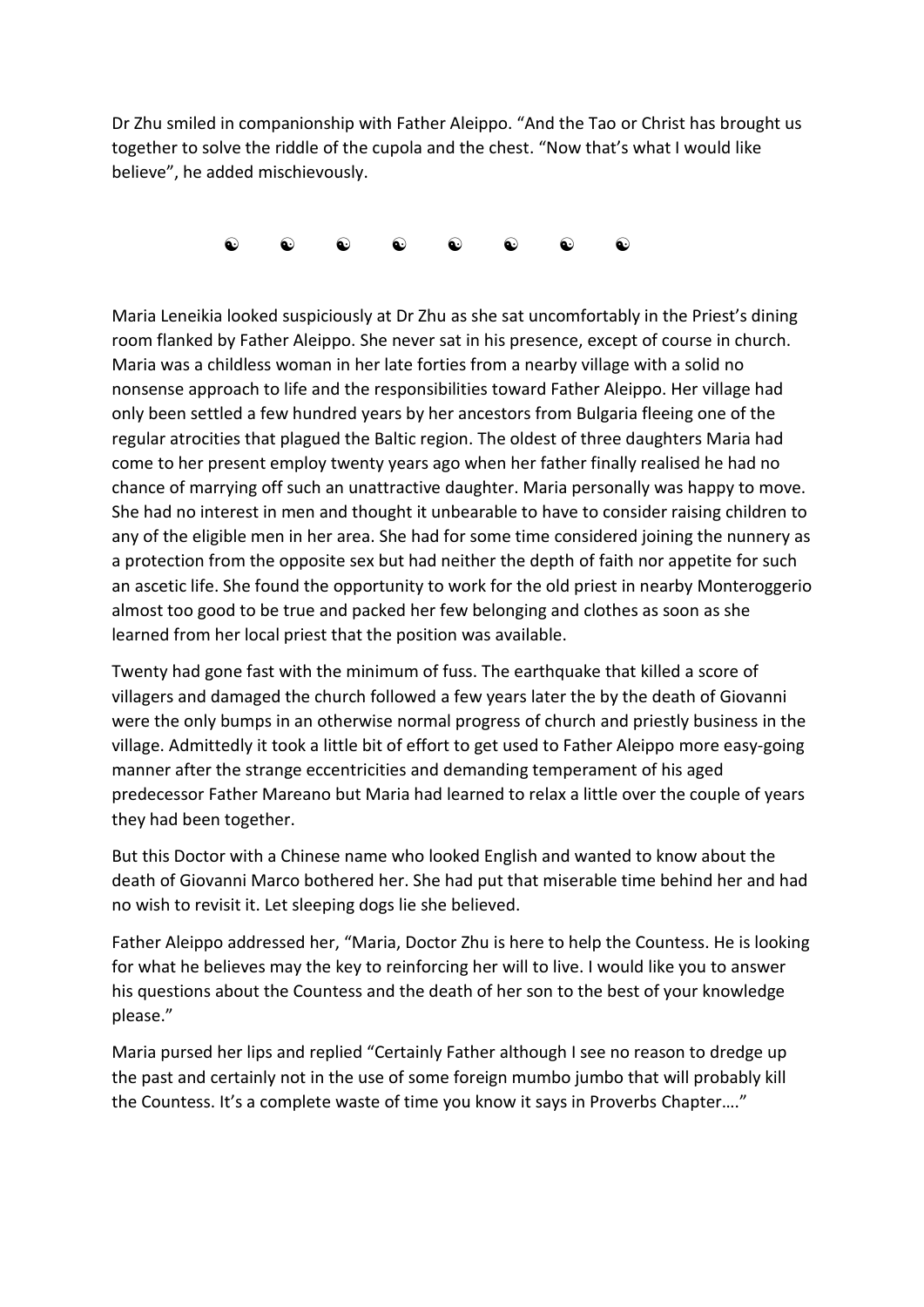Dr Zhu smiled in companionship with Father Aleippo. "And the Tao or Christ has brought us together to solve the riddle of the cupola and the chest. "Now that's what I would like believe", he added mischievously.

☯ ☯ ☯ ☯ ☯ ☯ ☯ ☯

Maria Leneikia looked suspiciously at Dr Zhu as she sat uncomfortably in the Priest's dining room flanked by Father Aleippo. She never sat in his presence, except of course in church. Maria was a childless woman in her late forties from a nearby village with a solid no nonsense approach to life and the responsibilities toward Father Aleippo. Her village had only been settled a few hundred years by her ancestors from Bulgaria fleeing one of the regular atrocities that plagued the Baltic region. The oldest of three daughters Maria had come to her present employ twenty years ago when her father finally realised he had no chance of marrying off such an unattractive daughter. Maria personally was happy to move. She had no interest in men and thought it unbearable to have to consider raising children to any of the eligible men in her area. She had for some time considered joining the nunnery as a protection from the opposite sex but had neither the depth of faith nor appetite for such an ascetic life. She found the opportunity to work for the old priest in nearby Monteroggerio almost too good to be true and packed her few belonging and clothes as soon as she learned from her local priest that the position was available.

Twenty had gone fast with the minimum of fuss. The earthquake that killed a score of villagers and damaged the church followed a few years later the by the death of Giovanni were the only bumps in an otherwise normal progress of church and priestly business in the village. Admittedly it took a little bit of effort to get used to Father Aleippo more easy-going manner after the strange eccentricities and demanding temperament of his aged predecessor Father Mareano but Maria had learned to relax a little over the couple of years they had been together.

But this Doctor with a Chinese name who looked English and wanted to know about the death of Giovanni Marco bothered her. She had put that miserable time behind her and had no wish to revisit it. Let sleeping dogs lie she believed.

Father Aleippo addressed her, "Maria, Doctor Zhu is here to help the Countess. He is looking for what he believes may the key to reinforcing her will to live. I would like you to answer his questions about the Countess and the death of her son to the best of your knowledge please."

Maria pursed her lips and replied "Certainly Father although I see no reason to dredge up the past and certainly not in the use of some foreign mumbo jumbo that will probably kill the Countess. It's a complete waste of time you know it says in Proverbs Chapter…."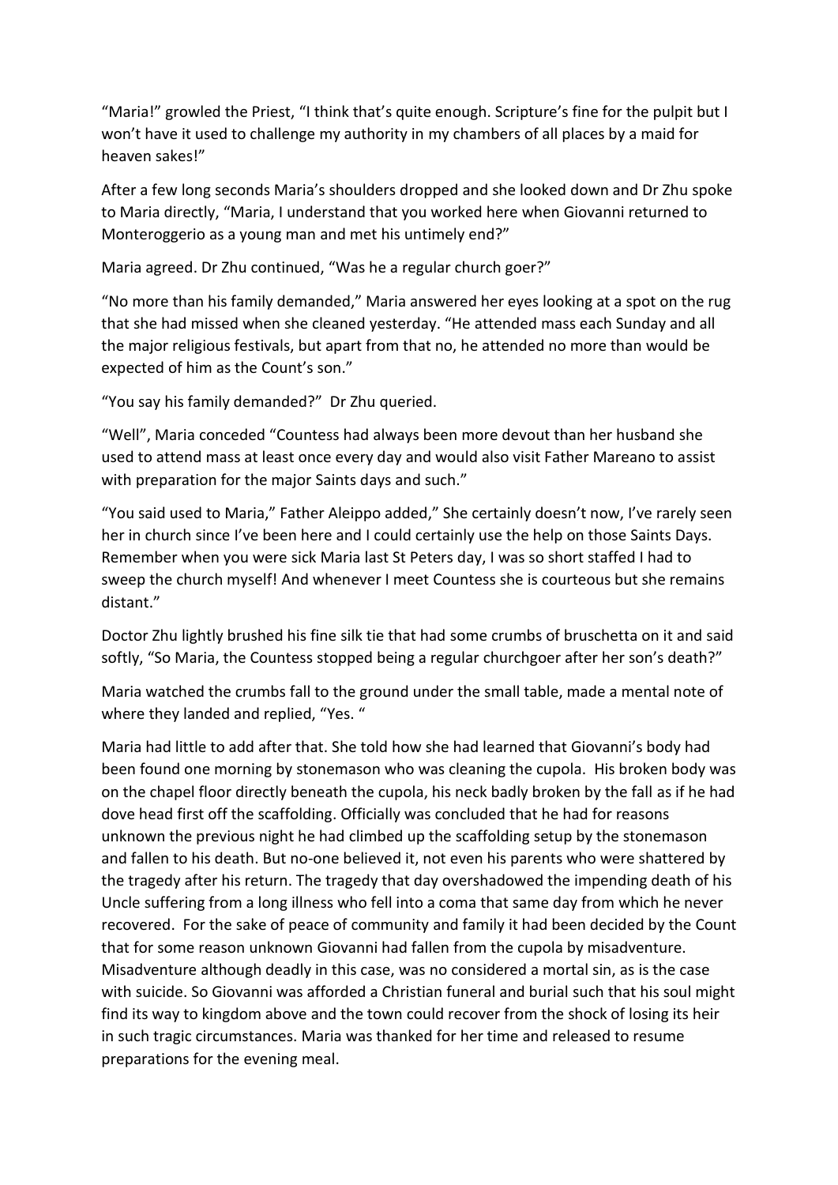“Maria!” growled the Priest, “I think that’s quite enough. Scripture’s fine for the pulpit but I won’t have it used to challenge my authority in my chambers of all places by a maid for heaven sakes!”

After a few long seconds Maria’s shoulders dropped and she looked down and Dr Zhu spoke to Maria directly, “Maria, I understand that you worked here when Giovanni returned to Monteroggerio as a young man and met his untimely end?”

Maria agreed. Dr Zhu continued, “Was he a regular church goer?”

“No more than his family demanded,” Maria answered her eyes looking at a spot on the rug that she had missed when she cleaned yesterday. “He attended mass each Sunday and all the major religious festivals, but apart from that no, he attended no more than would be expected of him as the Count’s son.”

“You say his family demanded?” Dr Zhu queried.

“Well”, Maria conceded “Countess had always been more devout than her husband she used to attend mass at least once every day and would also visit Father Mareano to assist with preparation for the major Saints days and such.”

“You said used to Maria,” Father Aleippo added,” She certainly doesn’t now, I’ve rarely seen her in church since I’ve been here and I could certainly use the help on those Saints Days. Remember when you were sick Maria last St Peters day, I was so short staffed I had to sweep the church myself! And whenever I meet Countess she is courteous but she remains distant.”

Doctor Zhu lightly brushed his fine silk tie that had some crumbs of bruschetta on it and said softly, “So Maria, the Countess stopped being a regular churchgoer after her son’s death?”

Maria watched the crumbs fall to the ground under the small table, made a mental note of where they landed and replied, “Yes. “

Maria had little to add after that. She told how she had learned that Giovanni’s body had been found one morning by stonemason who was cleaning the cupola. His broken body was on the chapel floor directly beneath the cupola, his neck badly broken by the fall as if he had dove head first off the scaffolding. Officially was concluded that he had for reasons unknown the previous night he had climbed up the scaffolding setup by the stonemason and fallen to his death. But no-one believed it, not even his parents who were shattered by the tragedy after his return. The tragedy that day overshadowed the impending death of his Uncle suffering from a long illness who fell into a coma that same day from which he never recovered. For the sake of peace of community and family it had been decided by the Count that for some reason unknown Giovanni had fallen from the cupola by misadventure. Misadventure although deadly in this case, was no considered a mortal sin, as is the case with suicide. So Giovanni was afforded a Christian funeral and burial such that his soul might find its way to kingdom above and the town could recover from the shock of losing its heir in such tragic circumstances. Maria was thanked for her time and released to resume preparations for the evening meal.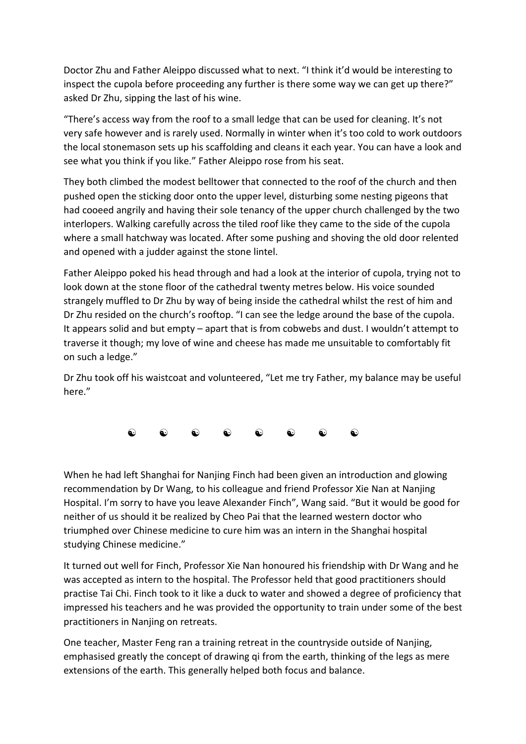Doctor Zhu and Father Aleippo discussed what to next. "I think it'd would be interesting to inspect the cupola before proceeding any further is there some way we can get up there?" asked Dr Zhu, sipping the last of his wine.

"There's access way from the roof to a small ledge that can be used for cleaning. It's not very safe however and is rarely used. Normally in winter when it's too cold to work outdoors the local stonemason sets up his scaffolding and cleans it each year. You can have a look and see what you think if you like." Father Aleippo rose from his seat.

They both climbed the modest belltower that connected to the roof of the church and then pushed open the sticking door onto the upper level, disturbing some nesting pigeons that had cooeed angrily and having their sole tenancy of the upper church challenged by the two interlopers. Walking carefully across the tiled roof like they came to the side of the cupola where a small hatchway was located. After some pushing and shoving the old door relented and opened with a judder against the stone lintel.

Father Aleippo poked his head through and had a look at the interior of cupola, trying not to look down at the stone floor of the cathedral twenty metres below. His voice sounded strangely muffled to Dr Zhu by way of being inside the cathedral whilst the rest of him and Dr Zhu resided on the church's rooftop. "I can see the ledge around the base of the cupola. It appears solid and but empty – apart that is from cobwebs and dust. I wouldn't attempt to traverse it though; my love of wine and cheese has made me unsuitable to comfortably fit on such a ledge."

Dr Zhu took off his waistcoat and volunteered, "Let me try Father, my balance may be useful here."

☯ ☯ ☯ ☯ ☯ ☯ ☯ ☯

When he had left Shanghai for Nanjing Finch had been given an introduction and glowing recommendation by Dr Wang, to his colleague and friend Professor Xie Nan at Nanjing Hospital. I'm sorry to have you leave Alexander Finch", Wang said. "But it would be good for neither of us should it be realized by Cheo Pai that the learned western doctor who triumphed over Chinese medicine to cure him was an intern in the Shanghai hospital studying Chinese medicine."

It turned out well for Finch, Professor Xie Nan honoured his friendship with Dr Wang and he was accepted as intern to the hospital. The Professor held that good practitioners should practise Tai Chi. Finch took to it like a duck to water and showed a degree of proficiency that impressed his teachers and he was provided the opportunity to train under some of the best practitioners in Nanjing on retreats.

One teacher, Master Feng ran a training retreat in the countryside outside of Nanjing, emphasised greatly the concept of drawing qi from the earth, thinking of the legs as mere extensions of the earth. This generally helped both focus and balance.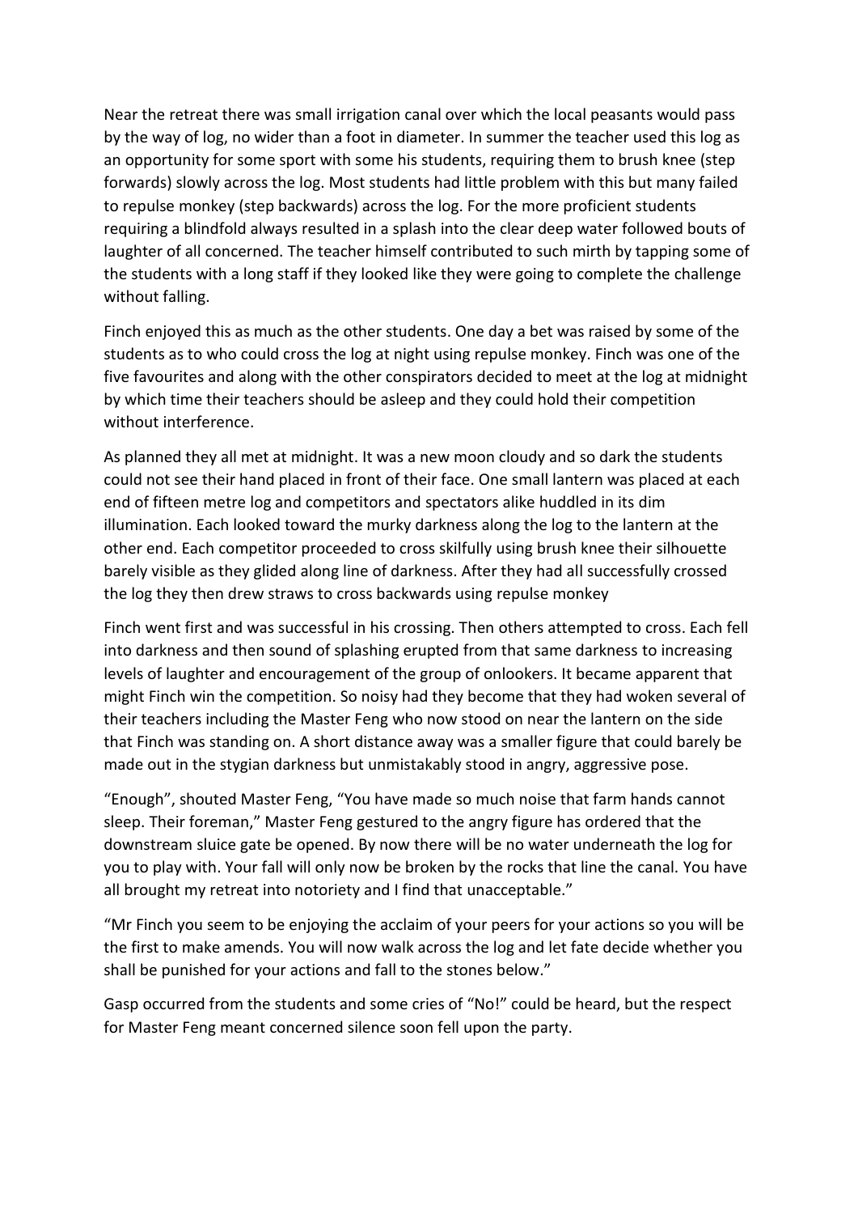Near the retreat there was small irrigation canal over which the local peasants would pass by the way of log, no wider than a foot in diameter. In summer the teacher used this log as an opportunity for some sport with some his students, requiring them to brush knee (step forwards) slowly across the log. Most students had little problem with this but many failed to repulse monkey (step backwards) across the log. For the more proficient students requiring a blindfold always resulted in a splash into the clear deep water followed bouts of laughter of all concerned. The teacher himself contributed to such mirth by tapping some of the students with a long staff if they looked like they were going to complete the challenge without falling.

Finch enjoyed this as much as the other students. One day a bet was raised by some of the students as to who could cross the log at night using repulse monkey. Finch was one of the five favourites and along with the other conspirators decided to meet at the log at midnight by which time their teachers should be asleep and they could hold their competition without interference.

As planned they all met at midnight. It was a new moon cloudy and so dark the students could not see their hand placed in front of their face. One small lantern was placed at each end of fifteen metre log and competitors and spectators alike huddled in its dim illumination. Each looked toward the murky darkness along the log to the lantern at the other end. Each competitor proceeded to cross skilfully using brush knee their silhouette barely visible as they glided along line of darkness. After they had all successfully crossed the log they then drew straws to cross backwards using repulse monkey

Finch went first and was successful in his crossing. Then others attempted to cross. Each fell into darkness and then sound of splashing erupted from that same darkness to increasing levels of laughter and encouragement of the group of onlookers. It became apparent that might Finch win the competition. So noisy had they become that they had woken several of their teachers including the Master Feng who now stood on near the lantern on the side that Finch was standing on. A short distance away was a smaller figure that could barely be made out in the stygian darkness but unmistakably stood in angry, aggressive pose.

"Enough", shouted Master Feng, "You have made so much noise that farm hands cannot sleep. Their foreman," Master Feng gestured to the angry figure has ordered that the downstream sluice gate be opened. By now there will be no water underneath the log for you to play with. Your fall will only now be broken by the rocks that line the canal. You have all brought my retreat into notoriety and I find that unacceptable."

"Mr Finch you seem to be enjoying the acclaim of your peers for your actions so you will be the first to make amends. You will now walk across the log and let fate decide whether you shall be punished for your actions and fall to the stones below."

Gasp occurred from the students and some cries of "No!" could be heard, but the respect for Master Feng meant concerned silence soon fell upon the party.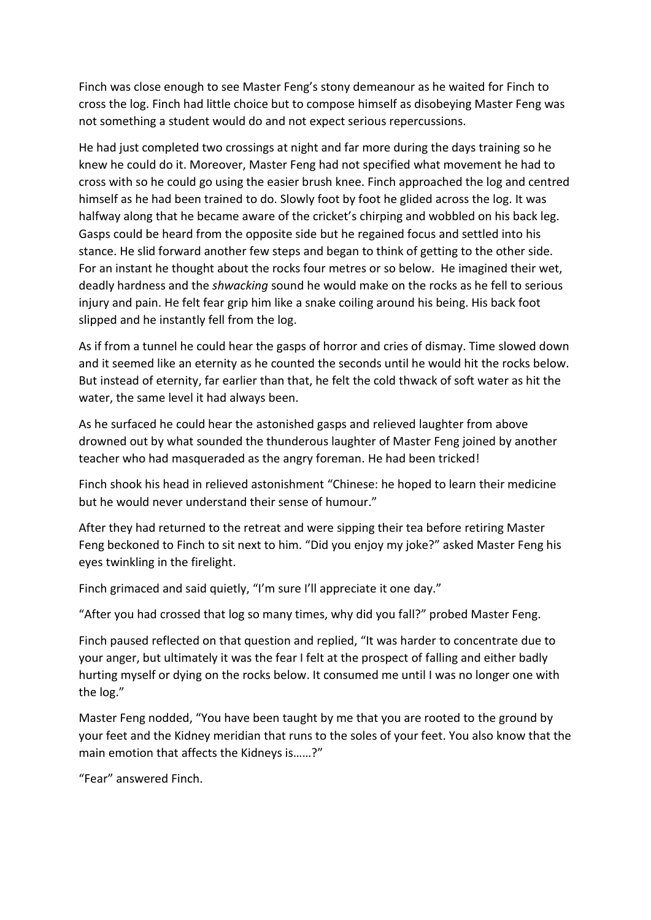Finch was close enough to see Master Feng's stony demeanour as he waited for Finch to cross the log. Finch had little choice but to compose himself as disobeying Master Feng was not something a student would do and not expect serious repercussions.

He had just completed two crossings at night and far more during the days training so he knew he could do it. Moreover, Master Feng had not specified what movement he had to cross with so he could go using the easier brush knee. Finch approached the log and centred himself as he had been trained to do. Slowly foot by foot he glided across the log. It was halfway along that he became aware of the cricket's chirping and wobbled on his back leg. Gasps could be heard from the opposite side but he regained focus and settled into his stance. He slid forward another few steps and began to think of getting to the other side. For an instant he thought about the rocks four metres or so below. He imagined their wet, deadly hardness and the *shwacking* sound he would make on the rocks as he fell to serious injury and pain. He felt fear grip him like a snake coiling around his being. His back foot slipped and he instantly fell from the log.

As if from a tunnel he could hear the gasps of horror and cries of dismay. Time slowed down and it seemed like an eternity as he counted the seconds until he would hit the rocks below. But instead of eternity, far earlier than that, he felt the cold thwack of soft water as hit the water, the same level it had always been.

As he surfaced he could hear the astonished gasps and relieved laughter from above drowned out by what sounded the thunderous laughter of Master Feng joined by another teacher who had masqueraded as the angry foreman. He had been tricked!

Finch shook his head in relieved astonishment "Chinese: he hoped to learn their medicine but he would never understand their sense of humour."

After they had returned to the retreat and were sipping their tea before retiring Master Feng beckoned to Finch to sit next to him. "Did you enjoy my joke?" asked Master Feng his eyes twinkling in the firelight.

Finch grimaced and said quietly, "I'm sure I'll appreciate it one day."

"After you had crossed that log so many times, why did you fall?" probed Master Feng.

Finch paused reflected on that question and replied, "It was harder to concentrate due to your anger, but ultimately it was the fear I felt at the prospect of falling and either badly hurting myself or dying on the rocks below. It consumed me until I was no longer one with the log."

Master Feng nodded, "You have been taught by me that you are rooted to the ground by your feet and the Kidney meridian that runs to the soles of your feet. You also know that the main emotion that affects the Kidneys is……?"

"Fear" answered Finch.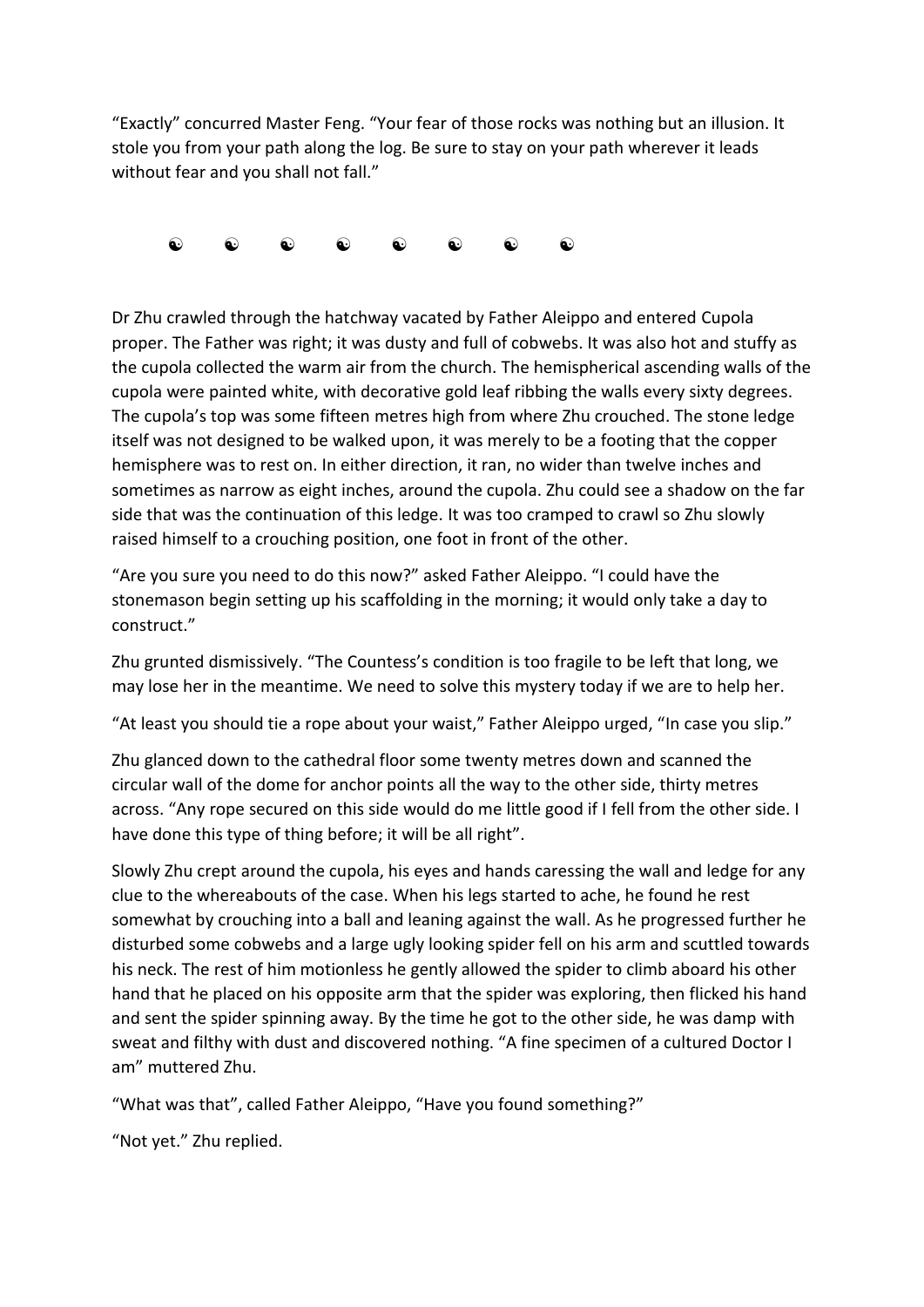"Exactly" concurred Master Feng. "Your fear of those rocks was nothing but an illusion. It stole you from your path along the log. Be sure to stay on your path wherever it leads without fear and you shall not fall."

☯ ☯ ☯ ☯ ☯ ☯ ☯ ☯

Dr Zhu crawled through the hatchway vacated by Father Aleippo and entered Cupola proper. The Father was right; it was dusty and full of cobwebs. It was also hot and stuffy as the cupola collected the warm air from the church. The hemispherical ascending walls of the cupola were painted white, with decorative gold leaf ribbing the walls every sixty degrees. The cupola's top was some fifteen metres high from where Zhu crouched. The stone ledge itself was not designed to be walked upon, it was merely to be a footing that the copper hemisphere was to rest on. In either direction, it ran, no wider than twelve inches and sometimes as narrow as eight inches, around the cupola. Zhu could see a shadow on the far side that was the continuation of this ledge. It was too cramped to crawl so Zhu slowly raised himself to a crouching position, one foot in front of the other.

"Are you sure you need to do this now?" asked Father Aleippo. "I could have the stonemason begin setting up his scaffolding in the morning; it would only take a day to construct."

Zhu grunted dismissively. "The Countess's condition is too fragile to be left that long, we may lose her in the meantime. We need to solve this mystery today if we are to help her.

"At least you should tie a rope about your waist," Father Aleippo urged, "In case you slip."

Zhu glanced down to the cathedral floor some twenty metres down and scanned the circular wall of the dome for anchor points all the way to the other side, thirty metres across. "Any rope secured on this side would do me little good if I fell from the other side. I have done this type of thing before; it will be all right".

Slowly Zhu crept around the cupola, his eyes and hands caressing the wall and ledge for any clue to the whereabouts of the case. When his legs started to ache, he found he rest somewhat by crouching into a ball and leaning against the wall. As he progressed further he disturbed some cobwebs and a large ugly looking spider fell on his arm and scuttled towards his neck. The rest of him motionless he gently allowed the spider to climb aboard his other hand that he placed on his opposite arm that the spider was exploring, then flicked his hand and sent the spider spinning away. By the time he got to the other side, he was damp with sweat and filthy with dust and discovered nothing. "A fine specimen of a cultured Doctor I am" muttered Zhu.

"What was that", called Father Aleippo, "Have you found something?"

"Not yet." Zhu replied.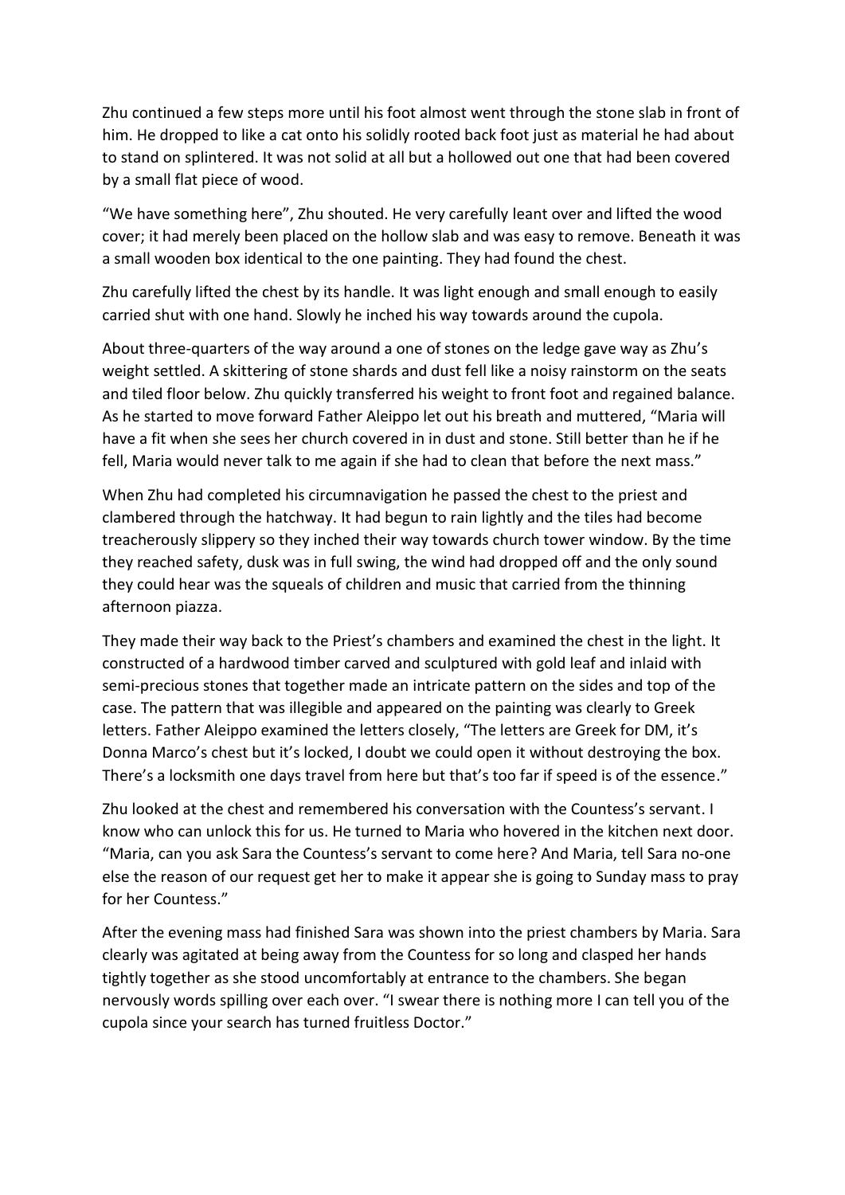Zhu continued a few steps more until his foot almost went through the stone slab in front of him. He dropped to like a cat onto his solidly rooted back foot just as material he had about to stand on splintered. It was not solid at all but a hollowed out one that had been covered by a small flat piece of wood.

“We have something here”, Zhu shouted. He very carefully leant over and lifted the wood cover; it had merely been placed on the hollow slab and was easy to remove. Beneath it was a small wooden box identical to the one painting. They had found the chest.

Zhu carefully lifted the chest by its handle. It was light enough and small enough to easily carried shut with one hand. Slowly he inched his way towards around the cupola.

About three-quarters of the way around a one of stones on the ledge gave way as Zhu’s weight settled. A skittering of stone shards and dust fell like a noisy rainstorm on the seats and tiled floor below. Zhu quickly transferred his weight to front foot and regained balance. As he started to move forward Father Aleippo let out his breath and muttered, “Maria will have a fit when she sees her church covered in in dust and stone. Still better than he if he fell, Maria would never talk to me again if she had to clean that before the next mass.”

When Zhu had completed his circumnavigation he passed the chest to the priest and clambered through the hatchway. It had begun to rain lightly and the tiles had become treacherously slippery so they inched their way towards church tower window. By the time they reached safety, dusk was in full swing, the wind had dropped off and the only sound they could hear was the squeals of children and music that carried from the thinning afternoon piazza.

They made their way back to the Priest’s chambers and examined the chest in the light. It constructed of a hardwood timber carved and sculptured with gold leaf and inlaid with semi-precious stones that together made an intricate pattern on the sides and top of the case. The pattern that was illegible and appeared on the painting was clearly to Greek letters. Father Aleippo examined the letters closely, “The letters are Greek for DM, it’s Donna Marco’s chest but it’s locked, I doubt we could open it without destroying the box. There’s a locksmith one days travel from here but that’s too far if speed is of the essence.”

Zhu looked at the chest and remembered his conversation with the Countess’s servant. I know who can unlock this for us. He turned to Maria who hovered in the kitchen next door. “Maria, can you ask Sara the Countess’s servant to come here? And Maria, tell Sara no-one else the reason of our request get her to make it appear she is going to Sunday mass to pray for her Countess.”

After the evening mass had finished Sara was shown into the priest chambers by Maria. Sara clearly was agitated at being away from the Countess for so long and clasped her hands tightly together as she stood uncomfortably at entrance to the chambers. She began nervously words spilling over each over. “I swear there is nothing more I can tell you of the cupola since your search has turned fruitless Doctor.”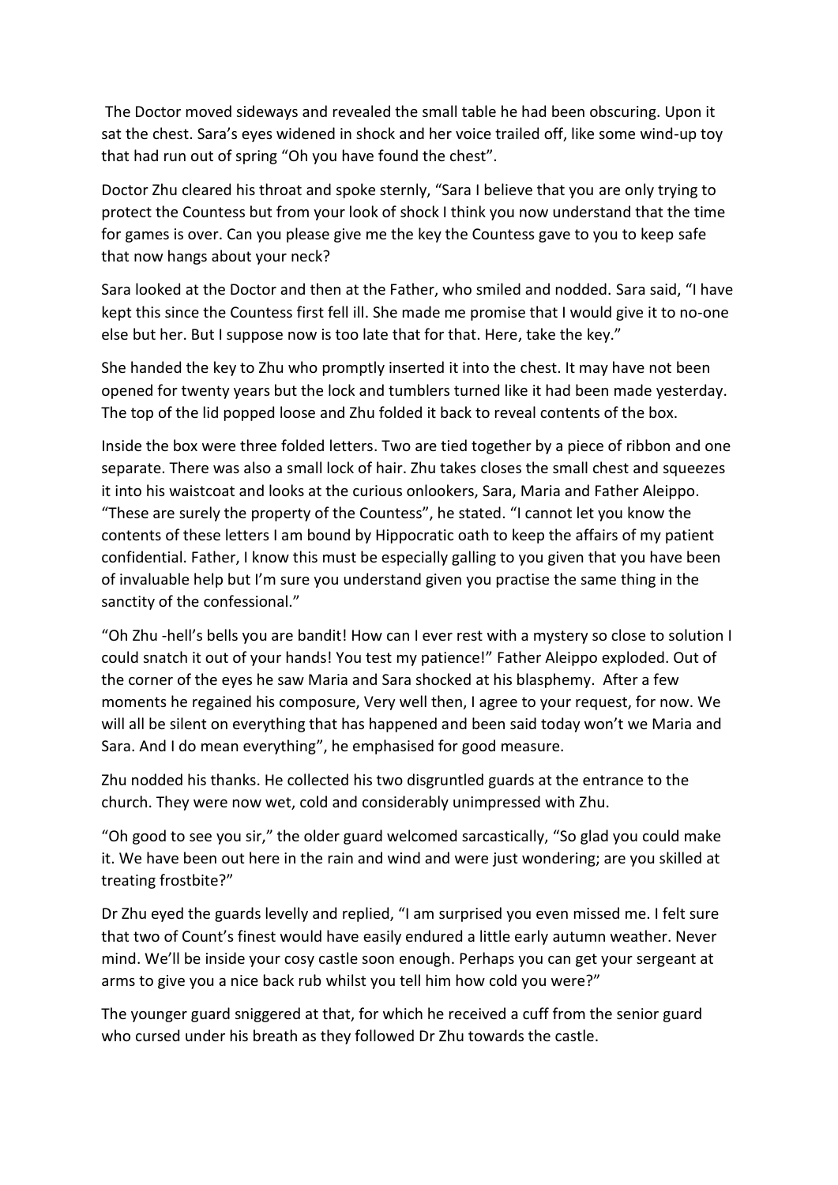The Doctor moved sideways and revealed the small table he had been obscuring. Upon it sat the chest. Sara's eyes widened in shock and her voice trailed off, like some wind-up toy that had run out of spring "Oh you have found the chest".

Doctor Zhu cleared his throat and spoke sternly, "Sara I believe that you are only trying to protect the Countess but from your look of shock I think you now understand that the time for games is over. Can you please give me the key the Countess gave to you to keep safe that now hangs about your neck?

Sara looked at the Doctor and then at the Father, who smiled and nodded. Sara said, "I have kept this since the Countess first fell ill. She made me promise that I would give it to no-one else but her. But I suppose now is too late that for that. Here, take the key."

She handed the key to Zhu who promptly inserted it into the chest. It may have not been opened for twenty years but the lock and tumblers turned like it had been made yesterday. The top of the lid popped loose and Zhu folded it back to reveal contents of the box.

Inside the box were three folded letters. Two are tied together by a piece of ribbon and one separate. There was also a small lock of hair. Zhu takes closes the small chest and squeezes it into his waistcoat and looks at the curious onlookers, Sara, Maria and Father Aleippo. "These are surely the property of the Countess", he stated. "I cannot let you know the contents of these letters I am bound by Hippocratic oath to keep the affairs of my patient confidential. Father, I know this must be especially galling to you given that you have been of invaluable help but I'm sure you understand given you practise the same thing in the sanctity of the confessional."

"Oh Zhu -hell's bells you are bandit! How can I ever rest with a mystery so close to solution I could snatch it out of your hands! You test my patience!" Father Aleippo exploded. Out of the corner of the eyes he saw Maria and Sara shocked at his blasphemy. After a few moments he regained his composure, Very well then, I agree to your request, for now. We will all be silent on everything that has happened and been said today won't we Maria and Sara. And I do mean everything", he emphasised for good measure.

Zhu nodded his thanks. He collected his two disgruntled guards at the entrance to the church. They were now wet, cold and considerably unimpressed with Zhu.

"Oh good to see you sir," the older guard welcomed sarcastically, "So glad you could make it. We have been out here in the rain and wind and were just wondering; are you skilled at treating frostbite?"

Dr Zhu eyed the guards levelly and replied, "I am surprised you even missed me. I felt sure that two of Count's finest would have easily endured a little early autumn weather. Never mind. We'll be inside your cosy castle soon enough. Perhaps you can get your sergeant at arms to give you a nice back rub whilst you tell him how cold you were?"

The younger guard sniggered at that, for which he received a cuff from the senior guard who cursed under his breath as they followed Dr Zhu towards the castle.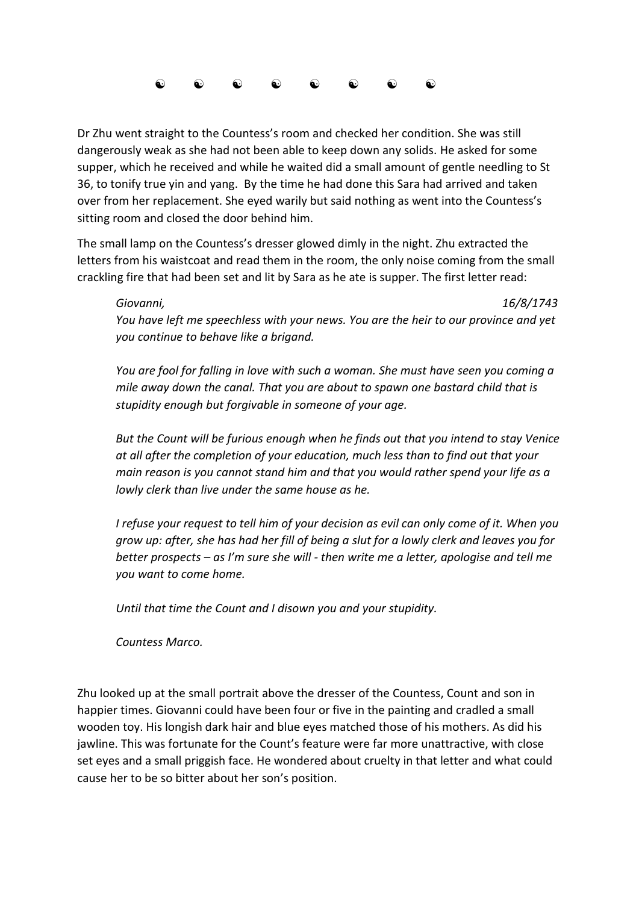☯ ☯ ☯ ☯ ☯ ☯ ☯ ☯

Dr Zhu went straight to the Countess's room and checked her condition. She was still dangerously weak as she had not been able to keep down any solids. He asked for some supper, which he received and while he waited did a small amount of gentle needling to St 36, to tonify true yin and yang. By the time he had done this Sara had arrived and taken over from her replacement. She eyed warily but said nothing as went into the Countess's sitting room and closed the door behind him.

The small lamp on the Countess's dresser glowed dimly in the night. Zhu extracted the letters from his waistcoat and read them in the room, the only noise coming from the small crackling fire that had been set and lit by Sara as he ate is supper. The first letter read:

> *Giovanni,* *16/8/1743*
>
> *You have left me speechless with your news. You are the heir to our province and yet you continue to behave like a brigand.*
>
> *You are fool for falling in love with such a woman. She must have seen you coming a mile away down the canal. That you are about to spawn one bastard child that is stupidity enough but forgivable in someone of your age.*
>
> *But the Count will be furious enough when he finds out that you intend to stay Venice at all after the completion of your education, much less than to find out that your main reason is you cannot stand him and that you would rather spend your life as a lowly clerk than live under the same house as he.*
>
> *I refuse your request to tell him of your decision as evil can only come of it. When you grow up: after, she has had her fill of being a slut for a lowly clerk and leaves you for better prospects – as I'm sure she will - then write me a letter, apologise and tell me you want to come home.*
>
> *Until that time the Count and I disown you and your stupidity.*
>
> *Countess Marco.*

Zhu looked up at the small portrait above the dresser of the Countess, Count and son in happier times. Giovanni could have been four or five in the painting and cradled a small wooden toy. His longish dark hair and blue eyes matched those of his mothers. As did his jawline. This was fortunate for the Count's feature were far more unattractive, with close set eyes and a small priggish face. He wondered about cruelty in that letter and what could cause her to be so bitter about her son's position.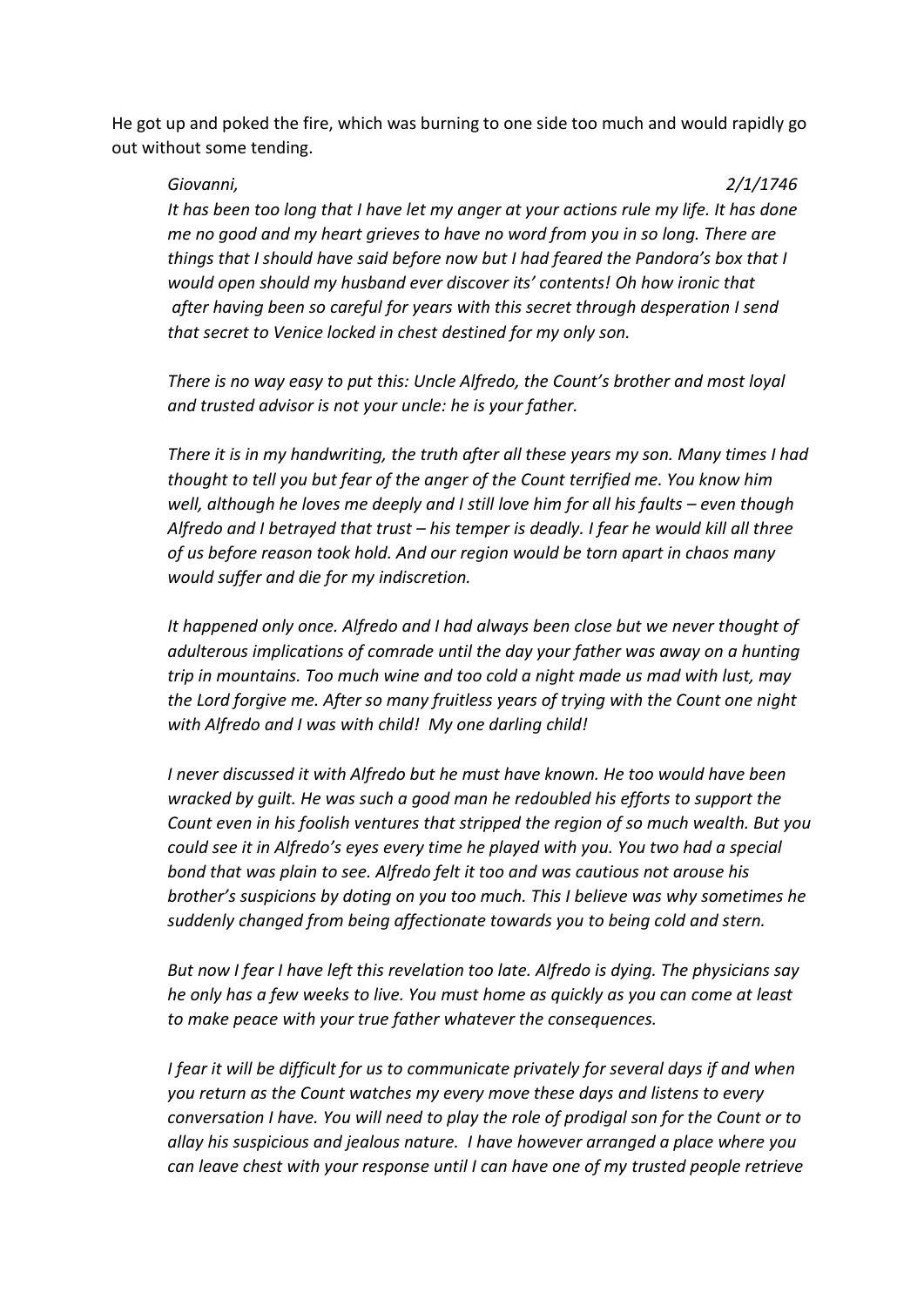He got up and poked the fire, which was burning to one side too much and would rapidly go out without some tending.

*Giovanni,* *2/1/1746*

*It has been too long that I have let my anger at your actions rule my life. It has done me no good and my heart grieves to have no word from you in so long. There are things that I should have said before now but I had feared the Pandora's box that I would open should my husband ever discover its' contents! Oh how ironic that after having been so careful for years with this secret through desperation I send that secret to Venice locked in chest destined for my only son.*

*There is no way easy to put this: Uncle Alfredo, the Count's brother and most loyal and trusted advisor is not your uncle: he is your father.*

*There it is in my handwriting, the truth after all these years my son. Many times I had thought to tell you but fear of the anger of the Count terrified me. You know him well, although he loves me deeply and I still love him for all his faults – even though Alfredo and I betrayed that trust – his temper is deadly. I fear he would kill all three of us before reason took hold. And our region would be torn apart in chaos many would suffer and die for my indiscretion.*

*It happened only once. Alfredo and I had always been close but we never thought of adulterous implications of comrade until the day your father was away on a hunting trip in mountains. Too much wine and too cold a night made us mad with lust, may the Lord forgive me. After so many fruitless years of trying with the Count one night with Alfredo and I was with child! My one darling child!*

*I never discussed it with Alfredo but he must have known. He too would have been wracked by guilt. He was such a good man he redoubled his efforts to support the Count even in his foolish ventures that stripped the region of so much wealth. But you could see it in Alfredo's eyes every time he played with you. You two had a special bond that was plain to see. Alfredo felt it too and was cautious not arouse his brother's suspicions by doting on you too much. This I believe was why sometimes he suddenly changed from being affectionate towards you to being cold and stern.*

*But now I fear I have left this revelation too late. Alfredo is dying. The physicians say he only has a few weeks to live. You must home as quickly as you can come at least to make peace with your true father whatever the consequences.*

*I fear it will be difficult for us to communicate privately for several days if and when you return as the Count watches my every move these days and listens to every conversation I have. You will need to play the role of prodigal son for the Count or to allay his suspicious and jealous nature. I have however arranged a place where you can leave chest with your response until I can have one of my trusted people retrieve*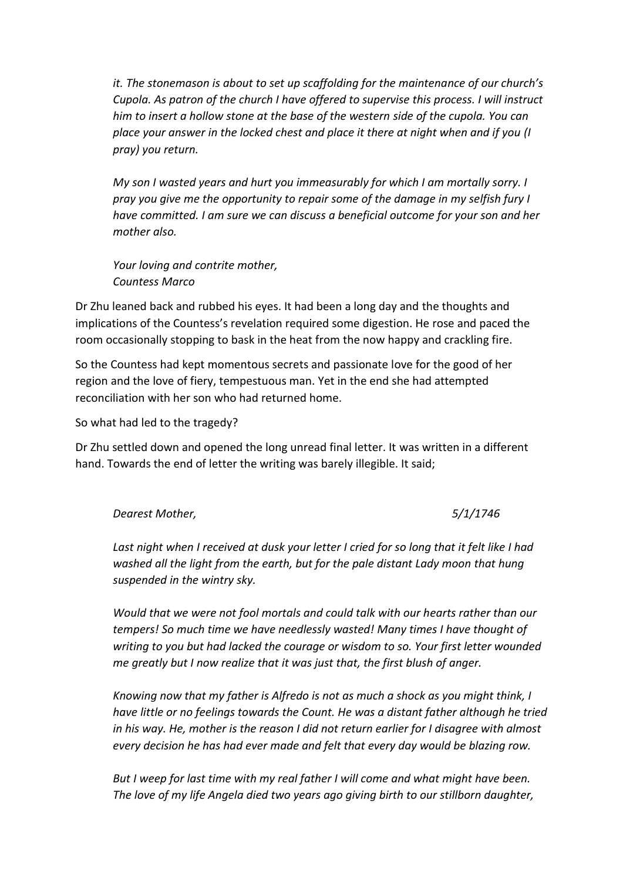*it. The stonemason is about to set up scaffolding for the maintenance of our church's Cupola. As patron of the church I have offered to supervise this process. I will instruct him to insert a hollow stone at the base of the western side of the cupola. You can place your answer in the locked chest and place it there at night when and if you (I pray) you return.*

*My son I wasted years and hurt you immeasurably for which I am mortally sorry. I pray you give me the opportunity to repair some of the damage in my selfish fury I have committed. I am sure we can discuss a beneficial outcome for your son and her mother also.*

*Your loving and contrite mother,*
*Countess Marco*

Dr Zhu leaned back and rubbed his eyes. It had been a long day and the thoughts and implications of the Countess's revelation required some digestion. He rose and paced the room occasionally stopping to bask in the heat from the now happy and crackling fire.

So the Countess had kept momentous secrets and passionate love for the good of her region and the love of fiery, tempestuous man. Yet in the end she had attempted reconciliation with her son who had returned home.

So what had led to the tragedy?

Dr Zhu settled down and opened the long unread final letter. It was written in a different hand. Towards the end of letter the writing was barely illegible. It said;

*Dearest Mother,* *5/1/1746*

*Last night when I received at dusk your letter I cried for so long that it felt like I had washed all the light from the earth, but for the pale distant Lady moon that hung suspended in the wintry sky.*

*Would that we were not fool mortals and could talk with our hearts rather than our tempers! So much time we have needlessly wasted! Many times I have thought of writing to you but had lacked the courage or wisdom to so. Your first letter wounded me greatly but I now realize that it was just that, the first blush of anger.*

*Knowing now that my father is Alfredo is not as much a shock as you might think, I have little or no feelings towards the Count. He was a distant father although he tried in his way. He, mother is the reason I did not return earlier for I disagree with almost every decision he has had ever made and felt that every day would be blazing row.*

*But I weep for last time with my real father I will come and what might have been. The love of my life Angela died two years ago giving birth to our stillborn daughter,*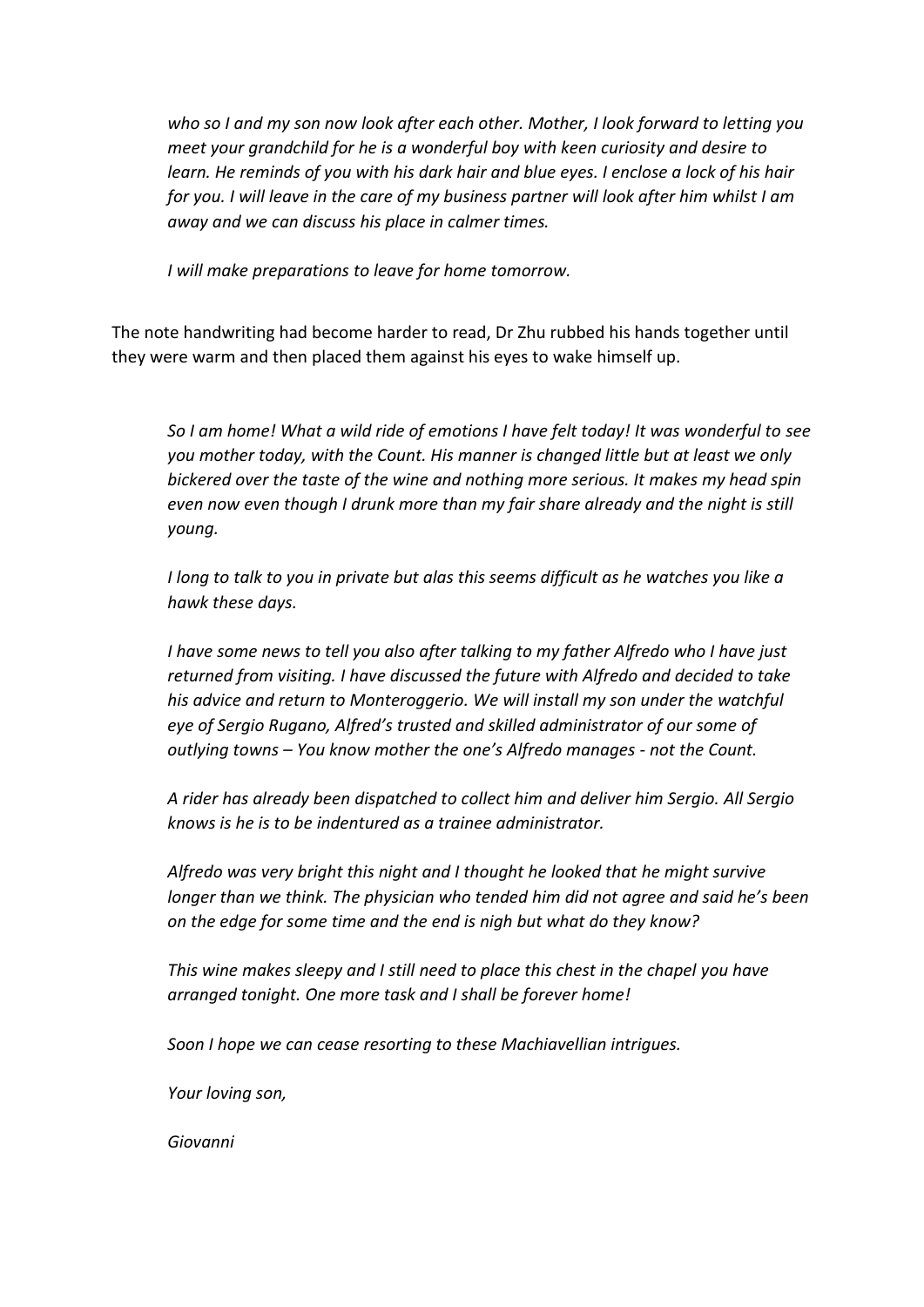*who so I and my son now look after each other. Mother, I look forward to letting you meet your grandchild for he is a wonderful boy with keen curiosity and desire to learn. He reminds of you with his dark hair and blue eyes. I enclose a lock of his hair for you. I will leave in the care of my business partner will look after him whilst I am away and we can discuss his place in calmer times.*

*I will make preparations to leave for home tomorrow.*

The note handwriting had become harder to read, Dr Zhu rubbed his hands together until they were warm and then placed them against his eyes to wake himself up.

*So I am home! What a wild ride of emotions I have felt today! It was wonderful to see you mother today, with the Count. His manner is changed little but at least we only bickered over the taste of the wine and nothing more serious. It makes my head spin even now even though I drunk more than my fair share already and the night is still young.*

*I long to talk to you in private but alas this seems difficult as he watches you like a hawk these days.*

*I have some news to tell you also after talking to my father Alfredo who I have just returned from visiting. I have discussed the future with Alfredo and decided to take his advice and return to Monteroggerio. We will install my son under the watchful eye of Sergio Rugano, Alfred's trusted and skilled administrator of our some of outlying towns – You know mother the one's Alfredo manages - not the Count.*

*A rider has already been dispatched to collect him and deliver him Sergio. All Sergio knows is he is to be indentured as a trainee administrator.*

*Alfredo was very bright this night and I thought he looked that he might survive longer than we think. The physician who tended him did not agree and said he's been on the edge for some time and the end is nigh but what do they know?*

*This wine makes sleepy and I still need to place this chest in the chapel you have arranged tonight. One more task and I shall be forever home!*

*Soon I hope we can cease resorting to these Machiavellian intrigues.*

*Your loving son,*

*Giovanni*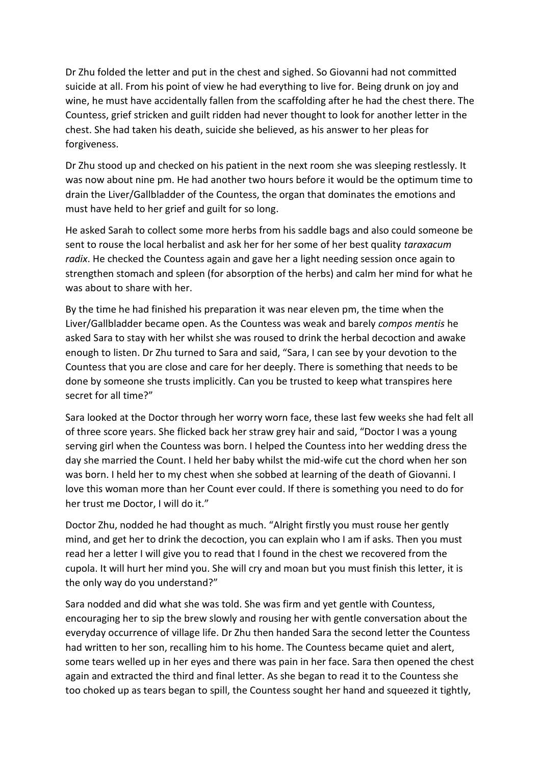Dr Zhu folded the letter and put in the chest and sighed. So Giovanni had not committed suicide at all. From his point of view he had everything to live for. Being drunk on joy and wine, he must have accidentally fallen from the scaffolding after he had the chest there. The Countess, grief stricken and guilt ridden had never thought to look for another letter in the chest. She had taken his death, suicide she believed, as his answer to her pleas for forgiveness.

Dr Zhu stood up and checked on his patient in the next room she was sleeping restlessly. It was now about nine pm. He had another two hours before it would be the optimum time to drain the Liver/Gallbladder of the Countess, the organ that dominates the emotions and must have held to her grief and guilt for so long.

He asked Sarah to collect some more herbs from his saddle bags and also could someone be sent to rouse the local herbalist and ask her for her some of her best quality *taraxacum radix*. He checked the Countess again and gave her a light needing session once again to strengthen stomach and spleen (for absorption of the herbs) and calm her mind for what he was about to share with her.

By the time he had finished his preparation it was near eleven pm, the time when the Liver/Gallbladder became open. As the Countess was weak and barely *compos mentis* he asked Sara to stay with her whilst she was roused to drink the herbal decoction and awake enough to listen. Dr Zhu turned to Sara and said, "Sara, I can see by your devotion to the Countess that you are close and care for her deeply. There is something that needs to be done by someone she trusts implicitly. Can you be trusted to keep what transpires here secret for all time?"

Sara looked at the Doctor through her worry worn face, these last few weeks she had felt all of three score years. She flicked back her straw grey hair and said, "Doctor I was a young serving girl when the Countess was born. I helped the Countess into her wedding dress the day she married the Count. I held her baby whilst the mid-wife cut the chord when her son was born. I held her to my chest when she sobbed at learning of the death of Giovanni. I love this woman more than her Count ever could. If there is something you need to do for her trust me Doctor, I will do it."

Doctor Zhu, nodded he had thought as much. "Alright firstly you must rouse her gently mind, and get her to drink the decoction, you can explain who I am if asks. Then you must read her a letter I will give you to read that I found in the chest we recovered from the cupola. It will hurt her mind you. She will cry and moan but you must finish this letter, it is the only way do you understand?"

Sara nodded and did what she was told. She was firm and yet gentle with Countess, encouraging her to sip the brew slowly and rousing her with gentle conversation about the everyday occurrence of village life. Dr Zhu then handed Sara the second letter the Countess had written to her son, recalling him to his home. The Countess became quiet and alert, some tears welled up in her eyes and there was pain in her face. Sara then opened the chest again and extracted the third and final letter. As she began to read it to the Countess she too choked up as tears began to spill, the Countess sought her hand and squeezed it tightly,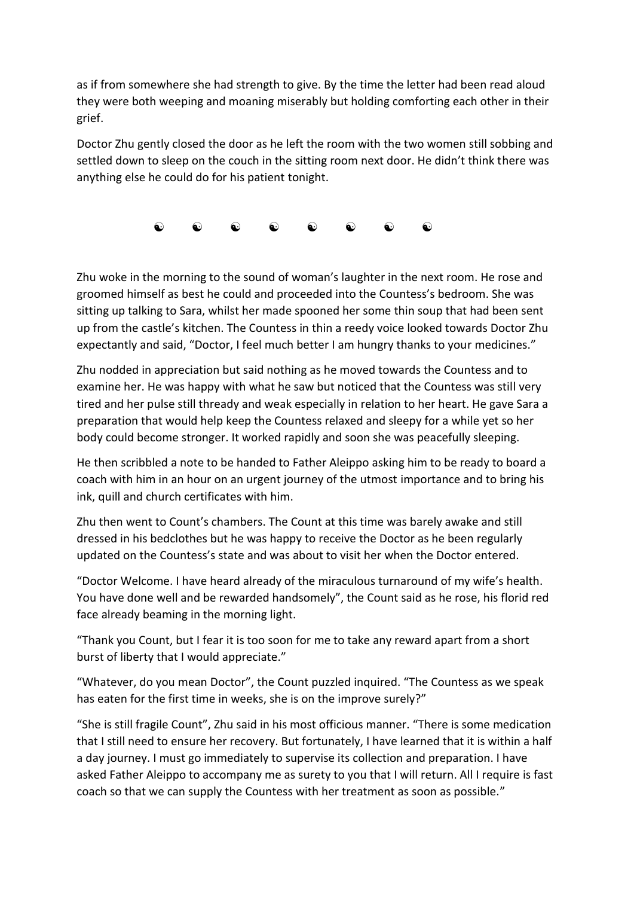as if from somewhere she had strength to give. By the time the letter had been read aloud they were both weeping and moaning miserably but holding comforting each other in their grief.

Doctor Zhu gently closed the door as he left the room with the two women still sobbing and settled down to sleep on the couch in the sitting room next door. He didn't think there was anything else he could do for his patient tonight.

☯ ☯ ☯ ☯ ☯ ☯ ☯ ☯

Zhu woke in the morning to the sound of woman's laughter in the next room. He rose and groomed himself as best he could and proceeded into the Countess's bedroom. She was sitting up talking to Sara, whilst her made spooned her some thin soup that had been sent up from the castle's kitchen. The Countess in thin a reedy voice looked towards Doctor Zhu expectantly and said, "Doctor, I feel much better I am hungry thanks to your medicines."

Zhu nodded in appreciation but said nothing as he moved towards the Countess and to examine her. He was happy with what he saw but noticed that the Countess was still very tired and her pulse still thready and weak especially in relation to her heart. He gave Sara a preparation that would help keep the Countess relaxed and sleepy for a while yet so her body could become stronger. It worked rapidly and soon she was peacefully sleeping.

He then scribbled a note to be handed to Father Aleippo asking him to be ready to board a coach with him in an hour on an urgent journey of the utmost importance and to bring his ink, quill and church certificates with him.

Zhu then went to Count's chambers. The Count at this time was barely awake and still dressed in his bedclothes but he was happy to receive the Doctor as he been regularly updated on the Countess's state and was about to visit her when the Doctor entered.

"Doctor Welcome. I have heard already of the miraculous turnaround of my wife's health. You have done well and be rewarded handsomely", the Count said as he rose, his florid red face already beaming in the morning light.

"Thank you Count, but I fear it is too soon for me to take any reward apart from a short burst of liberty that I would appreciate."

"Whatever, do you mean Doctor", the Count puzzled inquired. "The Countess as we speak has eaten for the first time in weeks, she is on the improve surely?"

"She is still fragile Count", Zhu said in his most officious manner. "There is some medication that I still need to ensure her recovery. But fortunately, I have learned that it is within a half a day journey. I must go immediately to supervise its collection and preparation. I have asked Father Aleippo to accompany me as surety to you that I will return. All I require is fast coach so that we can supply the Countess with her treatment as soon as possible."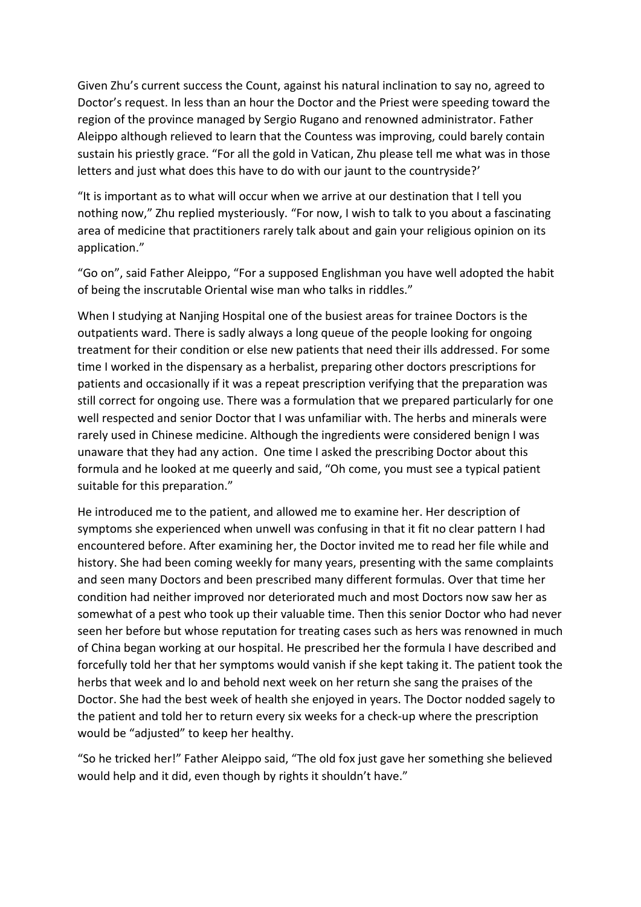Given Zhu's current success the Count, against his natural inclination to say no, agreed to Doctor's request. In less than an hour the Doctor and the Priest were speeding toward the region of the province managed by Sergio Rugano and renowned administrator. Father Aleippo although relieved to learn that the Countess was improving, could barely contain sustain his priestly grace. "For all the gold in Vatican, Zhu please tell me what was in those letters and just what does this have to do with our jaunt to the countryside?'

"It is important as to what will occur when we arrive at our destination that I tell you nothing now," Zhu replied mysteriously. "For now, I wish to talk to you about a fascinating area of medicine that practitioners rarely talk about and gain your religious opinion on its application."

"Go on", said Father Aleippo, "For a supposed Englishman you have well adopted the habit of being the inscrutable Oriental wise man who talks in riddles."

When I studying at Nanjing Hospital one of the busiest areas for trainee Doctors is the outpatients ward. There is sadly always a long queue of the people looking for ongoing treatment for their condition or else new patients that need their ills addressed. For some time I worked in the dispensary as a herbalist, preparing other doctors prescriptions for patients and occasionally if it was a repeat prescription verifying that the preparation was still correct for ongoing use. There was a formulation that we prepared particularly for one well respected and senior Doctor that I was unfamiliar with. The herbs and minerals were rarely used in Chinese medicine. Although the ingredients were considered benign I was unaware that they had any action. One time I asked the prescribing Doctor about this formula and he looked at me queerly and said, "Oh come, you must see a typical patient suitable for this preparation."

He introduced me to the patient, and allowed me to examine her. Her description of symptoms she experienced when unwell was confusing in that it fit no clear pattern I had encountered before. After examining her, the Doctor invited me to read her file while and history. She had been coming weekly for many years, presenting with the same complaints and seen many Doctors and been prescribed many different formulas. Over that time her condition had neither improved nor deteriorated much and most Doctors now saw her as somewhat of a pest who took up their valuable time. Then this senior Doctor who had never seen her before but whose reputation for treating cases such as hers was renowned in much of China began working at our hospital. He prescribed her the formula I have described and forcefully told her that her symptoms would vanish if she kept taking it. The patient took the herbs that week and lo and behold next week on her return she sang the praises of the Doctor. She had the best week of health she enjoyed in years. The Doctor nodded sagely to the patient and told her to return every six weeks for a check-up where the prescription would be "adjusted" to keep her healthy.

"So he tricked her!" Father Aleippo said, "The old fox just gave her something she believed would help and it did, even though by rights it shouldn't have."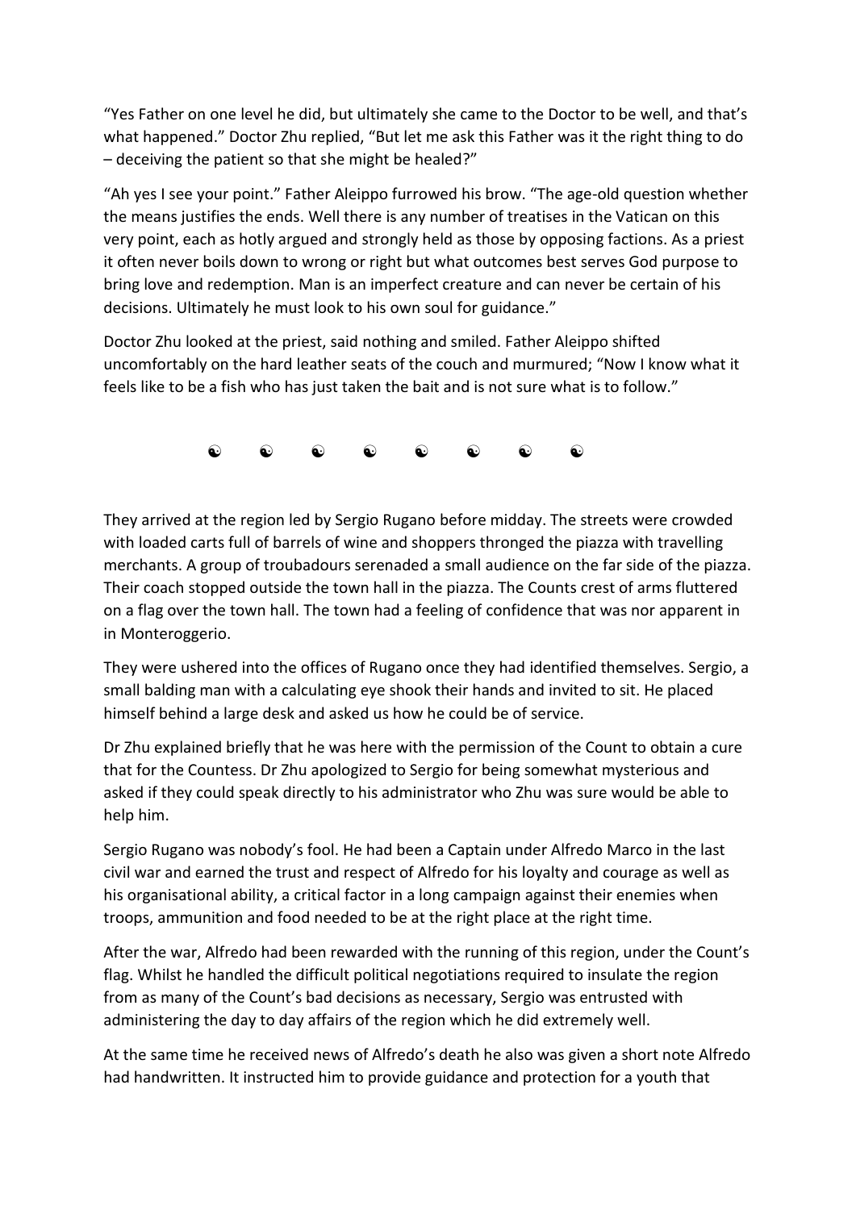"Yes Father on one level he did, but ultimately she came to the Doctor to be well, and that's what happened." Doctor Zhu replied, "But let me ask this Father was it the right thing to do – deceiving the patient so that she might be healed?"

"Ah yes I see your point." Father Aleippo furrowed his brow. "The age-old question whether the means justifies the ends. Well there is any number of treatises in the Vatican on this very point, each as hotly argued and strongly held as those by opposing factions. As a priest it often never boils down to wrong or right but what outcomes best serves God purpose to bring love and redemption. Man is an imperfect creature and can never be certain of his decisions. Ultimately he must look to his own soul for guidance."

Doctor Zhu looked at the priest, said nothing and smiled. Father Aleippo shifted uncomfortably on the hard leather seats of the couch and murmured; "Now I know what it feels like to be a fish who has just taken the bait and is not sure what is to follow."

☯ ☯ ☯ ☯ ☯ ☯ ☯ ☯

They arrived at the region led by Sergio Rugano before midday. The streets were crowded with loaded carts full of barrels of wine and shoppers thronged the piazza with travelling merchants. A group of troubadours serenaded a small audience on the far side of the piazza. Their coach stopped outside the town hall in the piazza. The Counts crest of arms fluttered on a flag over the town hall. The town had a feeling of confidence that was nor apparent in in Monteroggerio.

They were ushered into the offices of Rugano once they had identified themselves. Sergio, a small balding man with a calculating eye shook their hands and invited to sit. He placed himself behind a large desk and asked us how he could be of service.

Dr Zhu explained briefly that he was here with the permission of the Count to obtain a cure that for the Countess. Dr Zhu apologized to Sergio for being somewhat mysterious and asked if they could speak directly to his administrator who Zhu was sure would be able to help him.

Sergio Rugano was nobody's fool. He had been a Captain under Alfredo Marco in the last civil war and earned the trust and respect of Alfredo for his loyalty and courage as well as his organisational ability, a critical factor in a long campaign against their enemies when troops, ammunition and food needed to be at the right place at the right time.

After the war, Alfredo had been rewarded with the running of this region, under the Count's flag. Whilst he handled the difficult political negotiations required to insulate the region from as many of the Count's bad decisions as necessary, Sergio was entrusted with administering the day to day affairs of the region which he did extremely well.

At the same time he received news of Alfredo's death he also was given a short note Alfredo had handwritten. It instructed him to provide guidance and protection for a youth that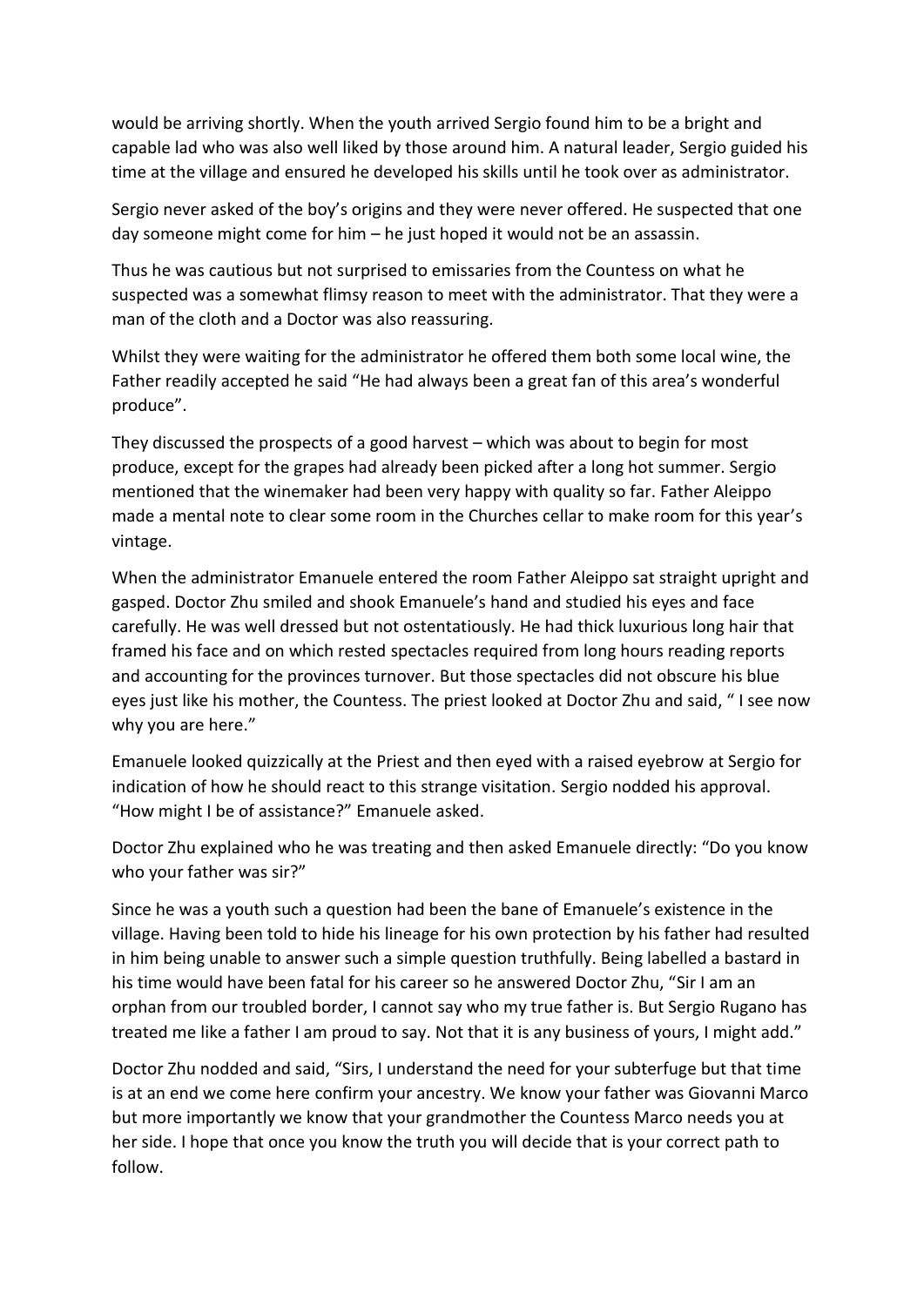would be arriving shortly. When the youth arrived Sergio found him to be a bright and capable lad who was also well liked by those around him. A natural leader, Sergio guided his time at the village and ensured he developed his skills until he took over as administrator.

Sergio never asked of the boy's origins and they were never offered. He suspected that one day someone might come for him – he just hoped it would not be an assassin.

Thus he was cautious but not surprised to emissaries from the Countess on what he suspected was a somewhat flimsy reason to meet with the administrator. That they were a man of the cloth and a Doctor was also reassuring.

Whilst they were waiting for the administrator he offered them both some local wine, the Father readily accepted he said "He had always been a great fan of this area's wonderful produce".

They discussed the prospects of a good harvest – which was about to begin for most produce, except for the grapes had already been picked after a long hot summer. Sergio mentioned that the winemaker had been very happy with quality so far. Father Aleippo made a mental note to clear some room in the Churches cellar to make room for this year's vintage.

When the administrator Emanuele entered the room Father Aleippo sat straight upright and gasped. Doctor Zhu smiled and shook Emanuele's hand and studied his eyes and face carefully. He was well dressed but not ostentatiously. He had thick luxurious long hair that framed his face and on which rested spectacles required from long hours reading reports and accounting for the provinces turnover. But those spectacles did not obscure his blue eyes just like his mother, the Countess. The priest looked at Doctor Zhu and said, " I see now why you are here."

Emanuele looked quizzically at the Priest and then eyed with a raised eyebrow at Sergio for indication of how he should react to this strange visitation. Sergio nodded his approval. "How might I be of assistance?" Emanuele asked.

Doctor Zhu explained who he was treating and then asked Emanuele directly: "Do you know who your father was sir?"

Since he was a youth such a question had been the bane of Emanuele's existence in the village. Having been told to hide his lineage for his own protection by his father had resulted in him being unable to answer such a simple question truthfully. Being labelled a bastard in his time would have been fatal for his career so he answered Doctor Zhu, "Sir I am an orphan from our troubled border, I cannot say who my true father is. But Sergio Rugano has treated me like a father I am proud to say. Not that it is any business of yours, I might add."

Doctor Zhu nodded and said, "Sirs, I understand the need for your subterfuge but that time is at an end we come here confirm your ancestry. We know your father was Giovanni Marco but more importantly we know that your grandmother the Countess Marco needs you at her side. I hope that once you know the truth you will decide that is your correct path to follow.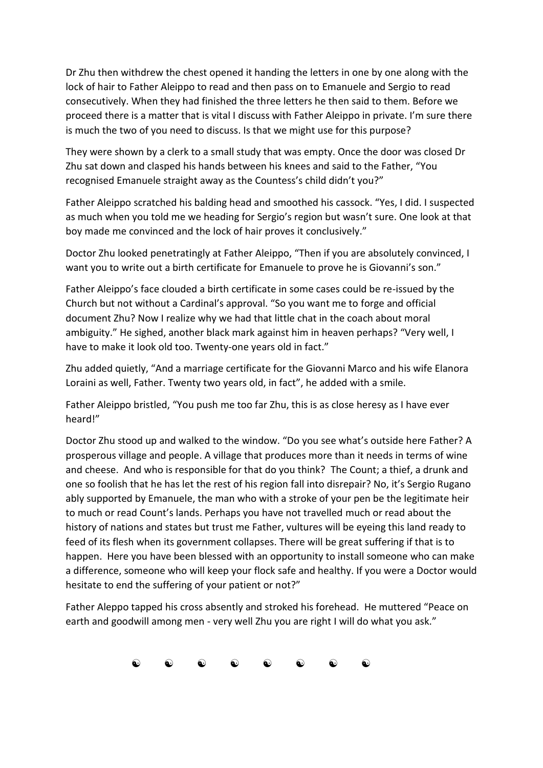Dr Zhu then withdrew the chest opened it handing the letters in one by one along with the lock of hair to Father Aleippo to read and then pass on to Emanuele and Sergio to read consecutively. When they had finished the three letters he then said to them. Before we proceed there is a matter that is vital I discuss with Father Aleippo in private. I'm sure there is much the two of you need to discuss. Is that we might use for this purpose?

They were shown by a clerk to a small study that was empty. Once the door was closed Dr Zhu sat down and clasped his hands between his knees and said to the Father, "You recognised Emanuele straight away as the Countess's child didn't you?"

Father Aleippo scratched his balding head and smoothed his cassock. "Yes, I did. I suspected as much when you told me we heading for Sergio's region but wasn't sure. One look at that boy made me convinced and the lock of hair proves it conclusively."

Doctor Zhu looked penetratingly at Father Aleippo, "Then if you are absolutely convinced, I want you to write out a birth certificate for Emanuele to prove he is Giovanni's son."

Father Aleippo's face clouded a birth certificate in some cases could be re-issued by the Church but not without a Cardinal's approval. "So you want me to forge and official document Zhu? Now I realize why we had that little chat in the coach about moral ambiguity." He sighed, another black mark against him in heaven perhaps? "Very well, I have to make it look old too. Twenty-one years old in fact."

Zhu added quietly, "And a marriage certificate for the Giovanni Marco and his wife Elanora Loraini as well, Father. Twenty two years old, in fact", he added with a smile.

Father Aleippo bristled, "You push me too far Zhu, this is as close heresy as I have ever heard!"

Doctor Zhu stood up and walked to the window. "Do you see what's outside here Father? A prosperous village and people. A village that produces more than it needs in terms of wine and cheese. And who is responsible for that do you think? The Count; a thief, a drunk and one so foolish that he has let the rest of his region fall into disrepair? No, it's Sergio Rugano ably supported by Emanuele, the man who with a stroke of your pen be the legitimate heir to much or read Count's lands. Perhaps you have not travelled much or read about the history of nations and states but trust me Father, vultures will be eyeing this land ready to feed of its flesh when its government collapses. There will be great suffering if that is to happen. Here you have been blessed with an opportunity to install someone who can make a difference, someone who will keep your flock safe and healthy. If you were a Doctor would hesitate to end the suffering of your patient or not?"

Father Aleppo tapped his cross absently and stroked his forehead. He muttered "Peace on earth and goodwill among men - very well Zhu you are right I will do what you ask."

☯ ☯ ☯ ☯ ☯ ☯ ☯ ☯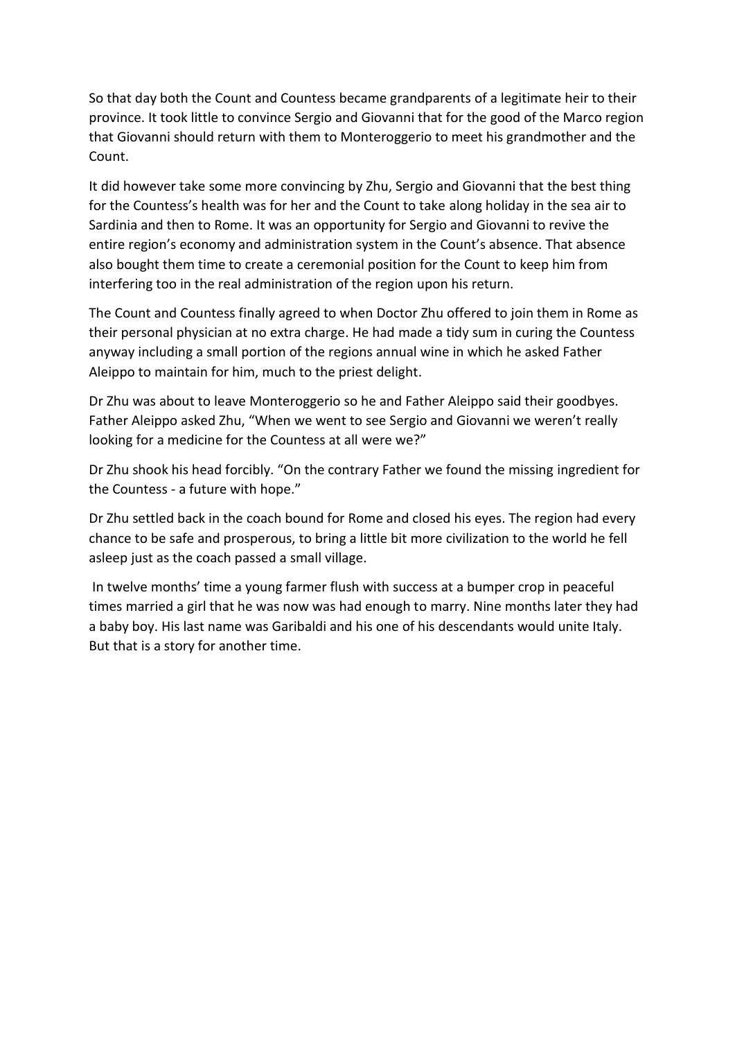So that day both the Count and Countess became grandparents of a legitimate heir to their province. It took little to convince Sergio and Giovanni that for the good of the Marco region that Giovanni should return with them to Monteroggerio to meet his grandmother and the Count.

It did however take some more convincing by Zhu, Sergio and Giovanni that the best thing for the Countess's health was for her and the Count to take along holiday in the sea air to Sardinia and then to Rome. It was an opportunity for Sergio and Giovanni to revive the entire region's economy and administration system in the Count's absence. That absence also bought them time to create a ceremonial position for the Count to keep him from interfering too in the real administration of the region upon his return.

The Count and Countess finally agreed to when Doctor Zhu offered to join them in Rome as their personal physician at no extra charge. He had made a tidy sum in curing the Countess anyway including a small portion of the regions annual wine in which he asked Father Aleippo to maintain for him, much to the priest delight.

Dr Zhu was about to leave Monteroggerio so he and Father Aleippo said their goodbyes. Father Aleippo asked Zhu, "When we went to see Sergio and Giovanni we weren't really looking for a medicine for the Countess at all were we?"

Dr Zhu shook his head forcibly. "On the contrary Father we found the missing ingredient for the Countess - a future with hope."

Dr Zhu settled back in the coach bound for Rome and closed his eyes. The region had every chance to be safe and prosperous, to bring a little bit more civilization to the world he fell asleep just as the coach passed a small village.

In twelve months' time a young farmer flush with success at a bumper crop in peaceful times married a girl that he was now was had enough to marry. Nine months later they had a baby boy. His last name was Garibaldi and his one of his descendants would unite Italy. But that is a story for another time.